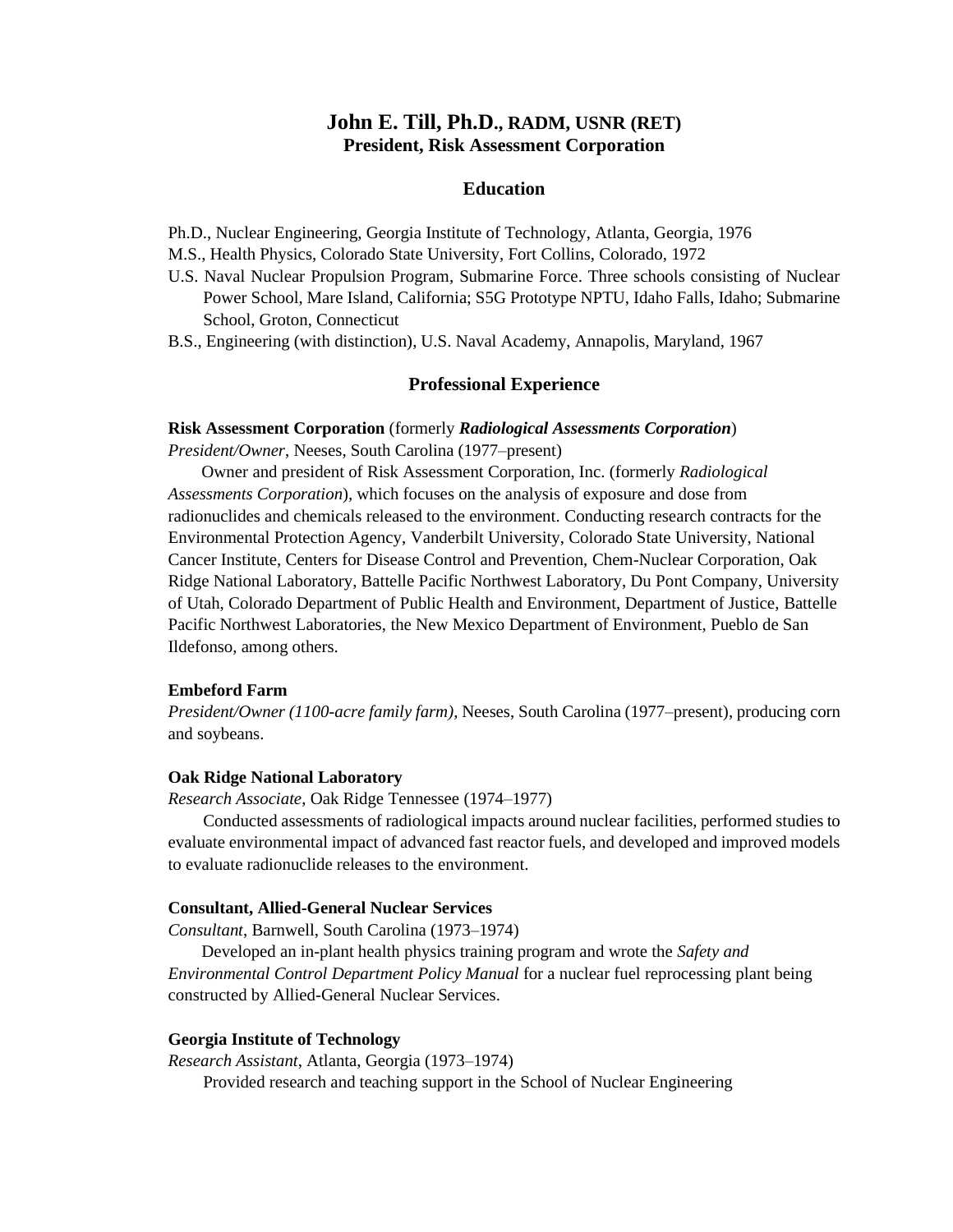# John E. Till, Ph.D., RADM, USNR (RET)
## President, Risk Assessment Corporation

## Education

Ph.D., Nuclear Engineering, Georgia Institute of Technology, Atlanta, Georgia, 1976

M.S., Health Physics, Colorado State University, Fort Collins, Colorado, 1972

U.S. Naval Nuclear Propulsion Program, Submarine Force. Three schools consisting of Nuclear Power School, Mare Island, California; S5G Prototype NPTU, Idaho Falls, Idaho; Submarine School, Groton, Connecticut

B.S., Engineering (with distinction), U.S. Naval Academy, Annapolis, Maryland, 1967

## Professional Experience

**Risk Assessment Corporation** (formerly ***Radiological Assessments Corporation***)
*President/Owner*, Neeses, South Carolina (1977–present)

Owner and president of Risk Assessment Corporation, Inc. (formerly *Radiological Assessments Corporation*), which focuses on the analysis of exposure and dose from radionuclides and chemicals released to the environment. Conducting research contracts for the Environmental Protection Agency, Vanderbilt University, Colorado State University, National Cancer Institute, Centers for Disease Control and Prevention, Chem-Nuclear Corporation, Oak Ridge National Laboratory, Battelle Pacific Northwest Laboratory, Du Pont Company, University of Utah, Colorado Department of Public Health and Environment, Department of Justice, Battelle Pacific Northwest Laboratories, the New Mexico Department of Environment, Pueblo de San Ildefonso, among others.

**Embeford Farm**
*President/Owner (1100-acre family farm),* Neeses, South Carolina (1977–present), producing corn and soybeans.

**Oak Ridge National Laboratory**
*Research Associate*, Oak Ridge Tennessee (1974–1977)

Conducted assessments of radiological impacts around nuclear facilities, performed studies to evaluate environmental impact of advanced fast reactor fuels, and developed and improved models to evaluate radionuclide releases to the environment.

**Consultant, Allied-General Nuclear Services**
*Consultant*, Barnwell, South Carolina (1973–1974)

Developed an in-plant health physics training program and wrote the *Safety and Environmental Control Department Policy Manual* for a nuclear fuel reprocessing plant being constructed by Allied-General Nuclear Services.

**Georgia Institute of Technology**
*Research Assistant*, Atlanta, Georgia (1973–1974)

Provided research and teaching support in the School of Nuclear Engineering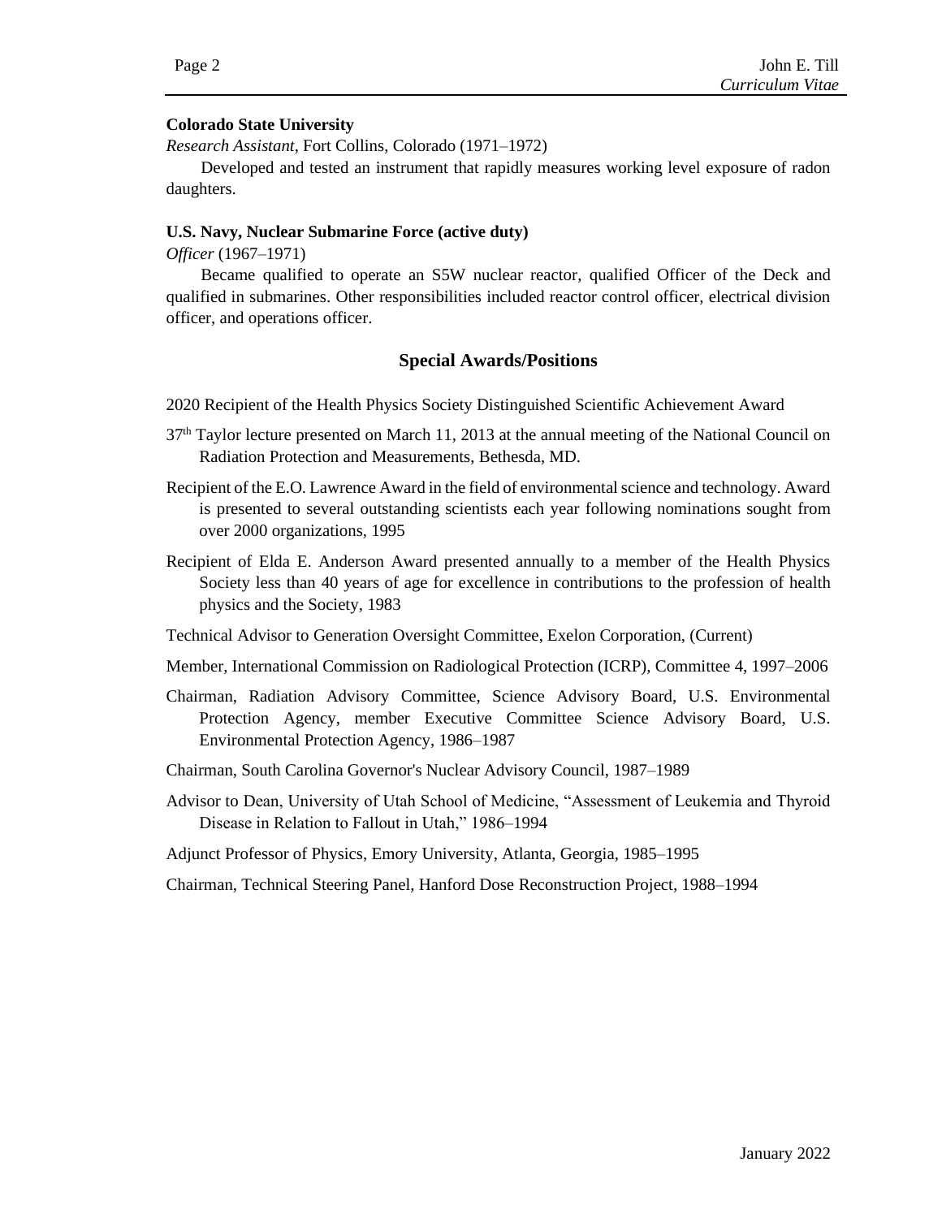**Colorado State University**

*Research Assistant*, Fort Collins, Colorado (1971–1972)

Developed and tested an instrument that rapidly measures working level exposure of radon daughters.

**U.S. Navy, Nuclear Submarine Force (active duty)**

*Officer* (1967–1971)

Became qualified to operate an S5W nuclear reactor, qualified Officer of the Deck and qualified in submarines. Other responsibilities included reactor control officer, electrical division officer, and operations officer.

## Special Awards/Positions

2020 Recipient of the Health Physics Society Distinguished Scientific Achievement Award

37th Taylor lecture presented on March 11, 2013 at the annual meeting of the National Council on Radiation Protection and Measurements, Bethesda, MD.

Recipient of the E.O. Lawrence Award in the field of environmental science and technology. Award is presented to several outstanding scientists each year following nominations sought from over 2000 organizations, 1995

Recipient of Elda E. Anderson Award presented annually to a member of the Health Physics Society less than 40 years of age for excellence in contributions to the profession of health physics and the Society, 1983

Technical Advisor to Generation Oversight Committee, Exelon Corporation, (Current)

Member, International Commission on Radiological Protection (ICRP), Committee 4, 1997–2006

Chairman, Radiation Advisory Committee, Science Advisory Board, U.S. Environmental Protection Agency, member Executive Committee Science Advisory Board, U.S. Environmental Protection Agency, 1986–1987

Chairman, South Carolina Governor's Nuclear Advisory Council, 1987–1989

Advisor to Dean, University of Utah School of Medicine, "Assessment of Leukemia and Thyroid Disease in Relation to Fallout in Utah," 1986–1994

Adjunct Professor of Physics, Emory University, Atlanta, Georgia, 1985–1995

Chairman, Technical Steering Panel, Hanford Dose Reconstruction Project, 1988–1994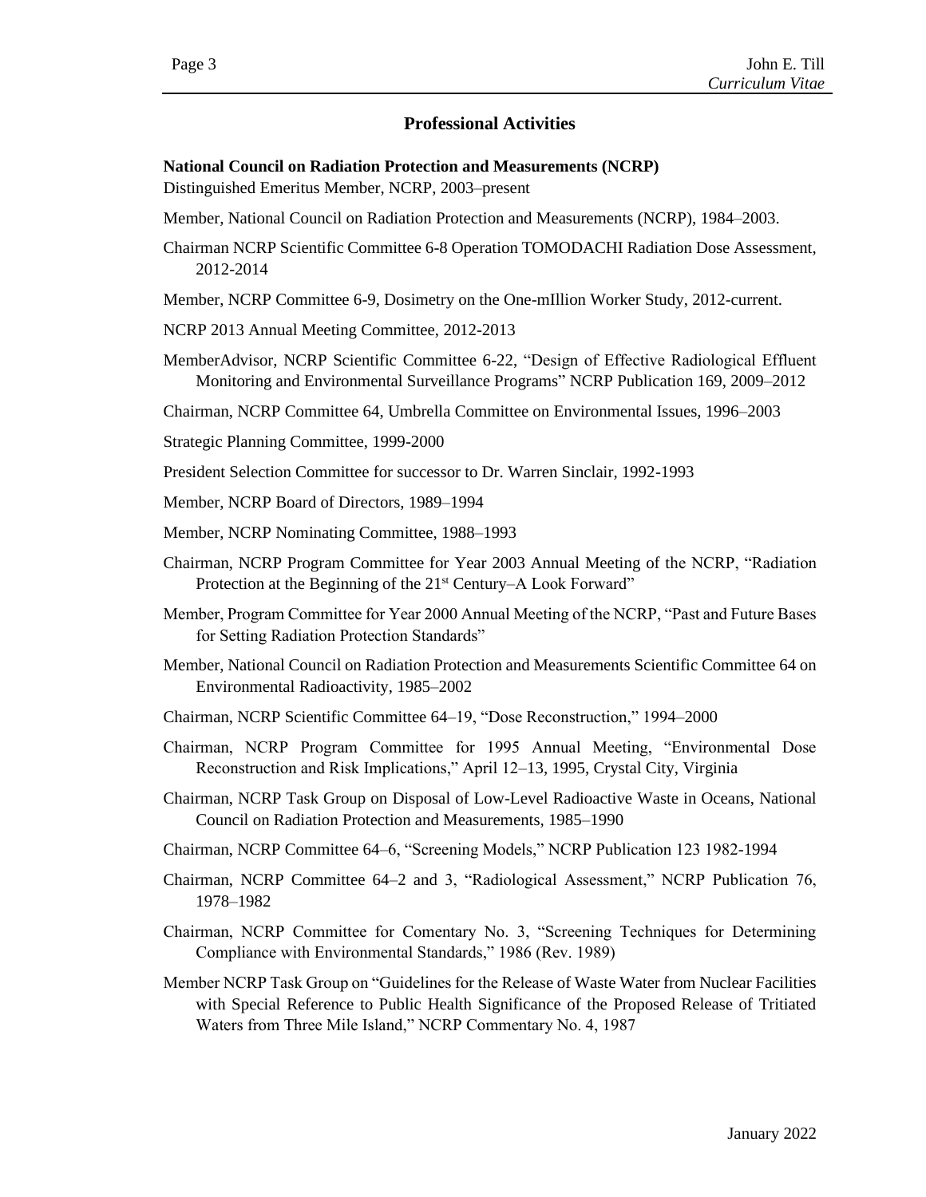## Professional Activities

**National Council on Radiation Protection and Measurements (NCRP)**
Distinguished Emeritus Member, NCRP, 2003–present

Member, National Council on Radiation Protection and Measurements (NCRP), 1984–2003.

Chairman NCRP Scientific Committee 6-8 Operation TOMODACHI Radiation Dose Assessment, 2012-2014

Member, NCRP Committee 6-9, Dosimetry on the One-mIllion Worker Study, 2012-current.

NCRP 2013 Annual Meeting Committee, 2012-2013

MemberAdvisor, NCRP Scientific Committee 6-22, "Design of Effective Radiological Effluent Monitoring and Environmental Surveillance Programs" NCRP Publication 169, 2009–2012

Chairman, NCRP Committee 64, Umbrella Committee on Environmental Issues, 1996–2003

Strategic Planning Committee, 1999-2000

President Selection Committee for successor to Dr. Warren Sinclair, 1992-1993

Member, NCRP Board of Directors, 1989–1994

Member, NCRP Nominating Committee, 1988–1993

Chairman, NCRP Program Committee for Year 2003 Annual Meeting of the NCRP, "Radiation Protection at the Beginning of the 21st Century–A Look Forward"

Member, Program Committee for Year 2000 Annual Meeting of the NCRP, "Past and Future Bases for Setting Radiation Protection Standards"

Member, National Council on Radiation Protection and Measurements Scientific Committee 64 on Environmental Radioactivity, 1985–2002

Chairman, NCRP Scientific Committee 64–19, "Dose Reconstruction," 1994–2000

Chairman, NCRP Program Committee for 1995 Annual Meeting, "Environmental Dose Reconstruction and Risk Implications," April 12–13, 1995, Crystal City, Virginia

Chairman, NCRP Task Group on Disposal of Low-Level Radioactive Waste in Oceans, National Council on Radiation Protection and Measurements, 1985–1990

Chairman, NCRP Committee 64–6, "Screening Models," NCRP Publication 123 1982-1994

Chairman, NCRP Committee 64–2 and 3, "Radiological Assessment," NCRP Publication 76, 1978–1982

Chairman, NCRP Committee for Comentary No. 3, "Screening Techniques for Determining Compliance with Environmental Standards," 1986 (Rev. 1989)

Member NCRP Task Group on "Guidelines for the Release of Waste Water from Nuclear Facilities with Special Reference to Public Health Significance of the Proposed Release of Tritiated Waters from Three Mile Island," NCRP Commentary No. 4, 1987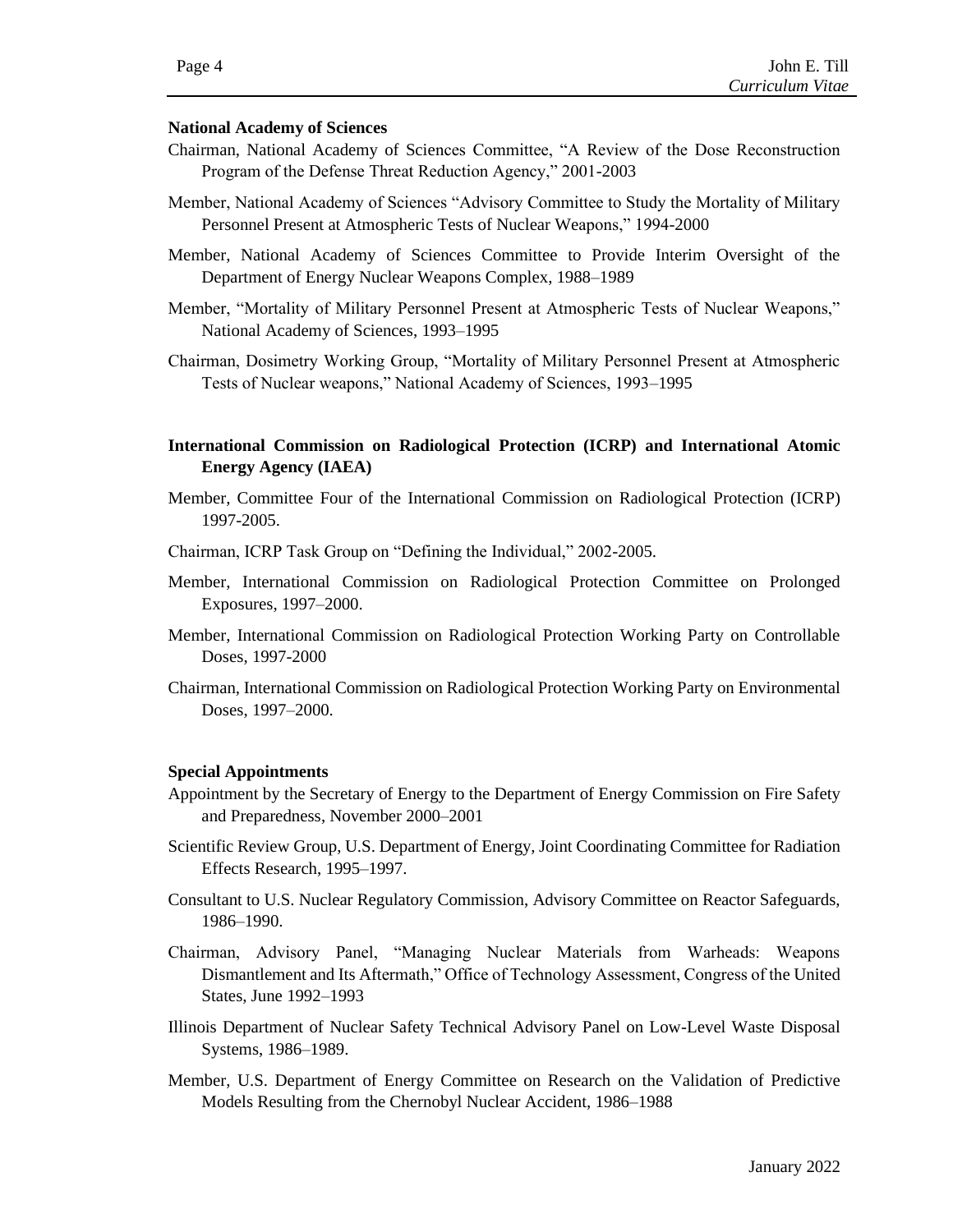### National Academy of Sciences

Chairman, National Academy of Sciences Committee, "A Review of the Dose Reconstruction Program of the Defense Threat Reduction Agency," 2001-2003

Member, National Academy of Sciences "Advisory Committee to Study the Mortality of Military Personnel Present at Atmospheric Tests of Nuclear Weapons," 1994-2000

Member, National Academy of Sciences Committee to Provide Interim Oversight of the Department of Energy Nuclear Weapons Complex, 1988–1989

Member, "Mortality of Military Personnel Present at Atmospheric Tests of Nuclear Weapons," National Academy of Sciences, 1993–1995

Chairman, Dosimetry Working Group, "Mortality of Military Personnel Present at Atmospheric Tests of Nuclear weapons," National Academy of Sciences, 1993–1995

### International Commission on Radiological Protection (ICRP) and International Atomic Energy Agency (IAEA)

Member, Committee Four of the International Commission on Radiological Protection (ICRP) 1997-2005.

Chairman, ICRP Task Group on "Defining the Individual," 2002-2005.

Member, International Commission on Radiological Protection Committee on Prolonged Exposures, 1997–2000.

Member, International Commission on Radiological Protection Working Party on Controllable Doses, 1997-2000

Chairman, International Commission on Radiological Protection Working Party on Environmental Doses, 1997–2000.

### Special Appointments

Appointment by the Secretary of Energy to the Department of Energy Commission on Fire Safety and Preparedness, November 2000–2001

Scientific Review Group, U.S. Department of Energy, Joint Coordinating Committee for Radiation Effects Research, 1995–1997.

Consultant to U.S. Nuclear Regulatory Commission, Advisory Committee on Reactor Safeguards, 1986–1990.

Chairman, Advisory Panel, "Managing Nuclear Materials from Warheads: Weapons Dismantlement and Its Aftermath," Office of Technology Assessment, Congress of the United States, June 1992–1993

Illinois Department of Nuclear Safety Technical Advisory Panel on Low-Level Waste Disposal Systems, 1986–1989.

Member, U.S. Department of Energy Committee on Research on the Validation of Predictive Models Resulting from the Chernobyl Nuclear Accident, 1986–1988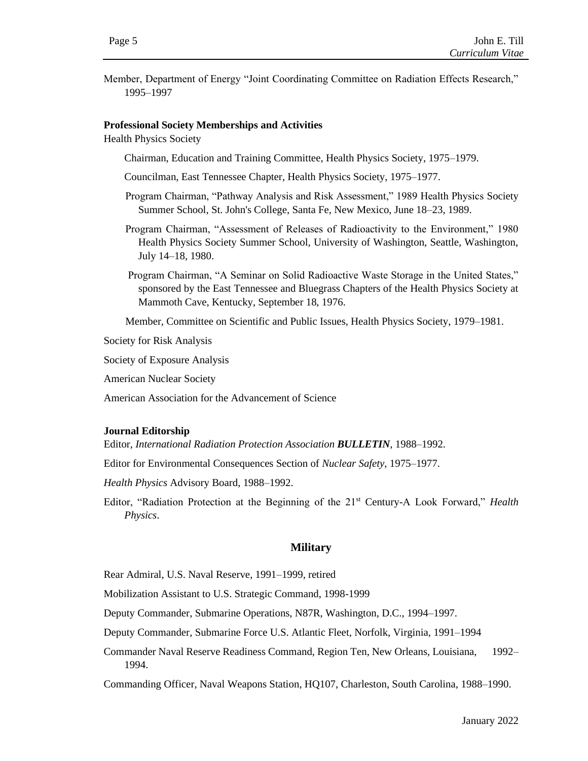Member, Department of Energy "Joint Coordinating Committee on Radiation Effects Research," 1995–1997

**Professional Society Memberships and Activities**

Health Physics Society

Chairman, Education and Training Committee, Health Physics Society, 1975–1979.

Councilman, East Tennessee Chapter, Health Physics Society, 1975–1977.

Program Chairman, "Pathway Analysis and Risk Assessment," 1989 Health Physics Society Summer School, St. John's College, Santa Fe, New Mexico, June 18–23, 1989.

Program Chairman, "Assessment of Releases of Radioactivity to the Environment," 1980 Health Physics Society Summer School, University of Washington, Seattle, Washington, July 14–18, 1980.

Program Chairman, "A Seminar on Solid Radioactive Waste Storage in the United States," sponsored by the East Tennessee and Bluegrass Chapters of the Health Physics Society at Mammoth Cave, Kentucky, September 18, 1976.

Member, Committee on Scientific and Public Issues, Health Physics Society, 1979–1981.

Society for Risk Analysis

Society of Exposure Analysis

American Nuclear Society

American Association for the Advancement of Science

**Journal Editorship**

Editor, *International Radiation Protection Association **BULLETIN**,* 1988–1992.

Editor for Environmental Consequences Section of *Nuclear Safety,* 1975–1977.

*Health Physics* Advisory Board, 1988–1992.

Editor, "Radiation Protection at the Beginning of the 21st Century-A Look Forward," *Health Physics*.

## Military

Rear Admiral, U.S. Naval Reserve, 1991–1999, retired

Mobilization Assistant to U.S. Strategic Command, 1998-1999

Deputy Commander, Submarine Operations, N87R, Washington, D.C., 1994–1997.

Deputy Commander, Submarine Force U.S. Atlantic Fleet, Norfolk, Virginia, 1991–1994

Commander Naval Reserve Readiness Command, Region Ten, New Orleans, Louisiana, 1992–1994.

Commanding Officer, Naval Weapons Station, HQ107, Charleston, South Carolina, 1988–1990.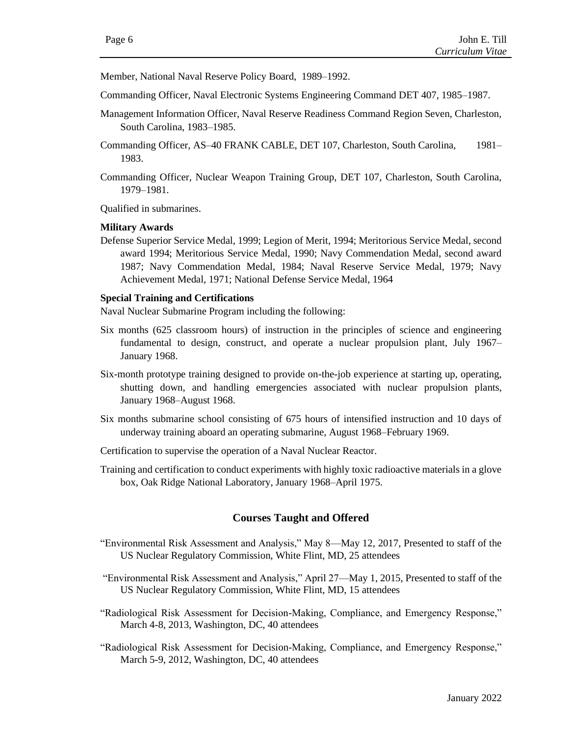Member, National Naval Reserve Policy Board, 1989–1992.

Commanding Officer, Naval Electronic Systems Engineering Command DET 407, 1985–1987.

Management Information Officer, Naval Reserve Readiness Command Region Seven, Charleston, South Carolina, 1983–1985.

Commanding Officer, AS–40 FRANK CABLE, DET 107, Charleston, South Carolina, 1981–1983.

Commanding Officer, Nuclear Weapon Training Group, DET 107, Charleston, South Carolina, 1979–1981.

Qualified in submarines.

**Military Awards**

Defense Superior Service Medal, 1999; Legion of Merit, 1994; Meritorious Service Medal, second award 1994; Meritorious Service Medal, 1990; Navy Commendation Medal, second award 1987; Navy Commendation Medal, 1984; Naval Reserve Service Medal, 1979; Navy Achievement Medal, 1971; National Defense Service Medal, 1964

**Special Training and Certifications**

Naval Nuclear Submarine Program including the following:

Six months (625 classroom hours) of instruction in the principles of science and engineering fundamental to design, construct, and operate a nuclear propulsion plant, July 1967–January 1968.

Six-month prototype training designed to provide on-the-job experience at starting up, operating, shutting down, and handling emergencies associated with nuclear propulsion plants, January 1968–August 1968.

Six months submarine school consisting of 675 hours of intensified instruction and 10 days of underway training aboard an operating submarine, August 1968–February 1969.

Certification to supervise the operation of a Naval Nuclear Reactor.

Training and certification to conduct experiments with highly toxic radioactive materials in a glove box, Oak Ridge National Laboratory, January 1968–April 1975.

## Courses Taught and Offered

"Environmental Risk Assessment and Analysis," May 8—May 12, 2017, Presented to staff of the US Nuclear Regulatory Commission, White Flint, MD, 25 attendees

"Environmental Risk Assessment and Analysis," April 27—May 1, 2015, Presented to staff of the US Nuclear Regulatory Commission, White Flint, MD, 15 attendees

"Radiological Risk Assessment for Decision-Making, Compliance, and Emergency Response," March 4-8, 2013, Washington, DC, 40 attendees

"Radiological Risk Assessment for Decision-Making, Compliance, and Emergency Response," March 5-9, 2012, Washington, DC, 40 attendees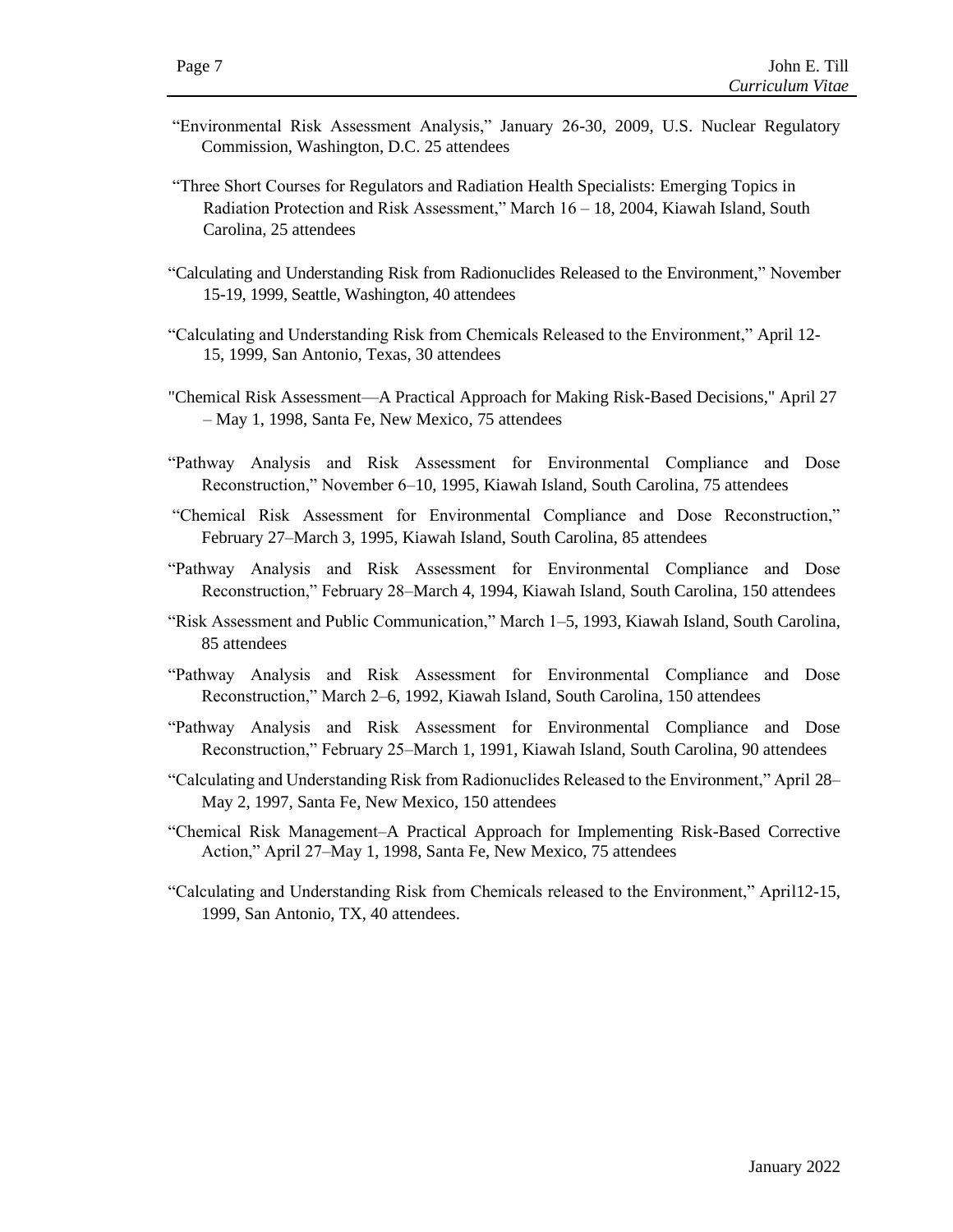"Environmental Risk Assessment Analysis," January 26-30, 2009, U.S. Nuclear Regulatory Commission, Washington, D.C. 25 attendees

"Three Short Courses for Regulators and Radiation Health Specialists: Emerging Topics in Radiation Protection and Risk Assessment," March 16 – 18, 2004, Kiawah Island, South Carolina, 25 attendees

"Calculating and Understanding Risk from Radionuclides Released to the Environment," November 15-19, 1999, Seattle, Washington, 40 attendees

"Calculating and Understanding Risk from Chemicals Released to the Environment," April 12-15, 1999, San Antonio, Texas, 30 attendees

"Chemical Risk Assessment—A Practical Approach for Making Risk-Based Decisions," April 27 – May 1, 1998, Santa Fe, New Mexico, 75 attendees

"Pathway Analysis and Risk Assessment for Environmental Compliance and Dose Reconstruction," November 6–10, 1995, Kiawah Island, South Carolina, 75 attendees

"Chemical Risk Assessment for Environmental Compliance and Dose Reconstruction," February 27–March 3, 1995, Kiawah Island, South Carolina, 85 attendees

"Pathway Analysis and Risk Assessment for Environmental Compliance and Dose Reconstruction," February 28–March 4, 1994, Kiawah Island, South Carolina, 150 attendees

"Risk Assessment and Public Communication," March 1–5, 1993, Kiawah Island, South Carolina, 85 attendees

"Pathway Analysis and Risk Assessment for Environmental Compliance and Dose Reconstruction," March 2–6, 1992, Kiawah Island, South Carolina, 150 attendees

"Pathway Analysis and Risk Assessment for Environmental Compliance and Dose Reconstruction," February 25–March 1, 1991, Kiawah Island, South Carolina, 90 attendees

"Calculating and Understanding Risk from Radionuclides Released to the Environment," April 28–May 2, 1997, Santa Fe, New Mexico, 150 attendees

"Chemical Risk Management–A Practical Approach for Implementing Risk-Based Corrective Action," April 27–May 1, 1998, Santa Fe, New Mexico, 75 attendees

"Calculating and Understanding Risk from Chemicals released to the Environment," April12-15, 1999, San Antonio, TX, 40 attendees.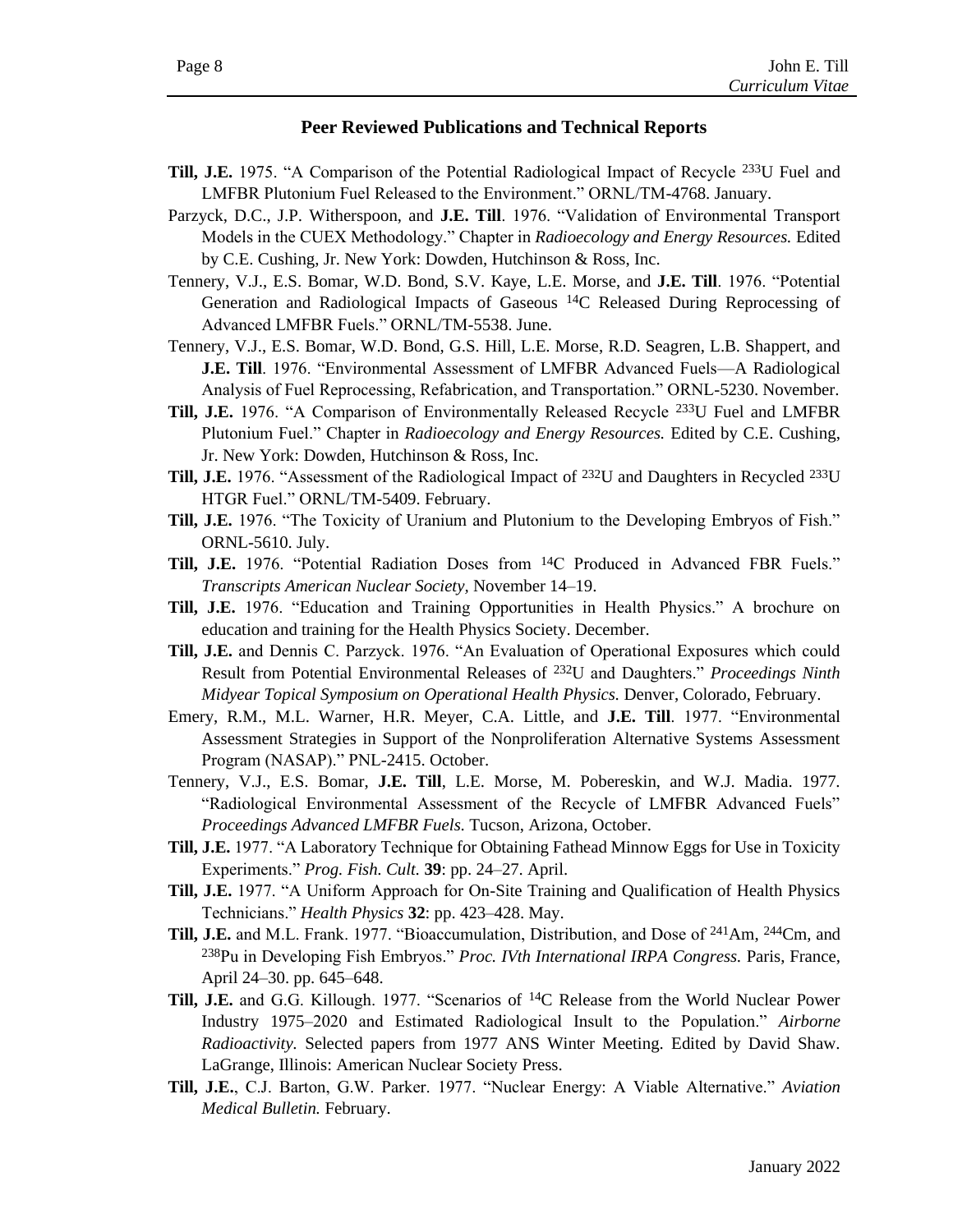## Peer Reviewed Publications and Technical Reports

**Till, J.E.** 1975. "A Comparison of the Potential Radiological Impact of Recycle $^{233}$U Fuel and LMFBR Plutonium Fuel Released to the Environment." ORNL/TM-4768. January.

Parzyck, D.C., J.P. Witherspoon, and **J.E. Till**. 1976. "Validation of Environmental Transport Models in the CUEX Methodology." Chapter in *Radioecology and Energy Resources.* Edited by C.E. Cushing, Jr. New York: Dowden, Hutchinson & Ross, Inc.

Tennery, V.J., E.S. Bomar, W.D. Bond, S.V. Kaye, L.E. Morse, and **J.E. Till**. 1976. "Potential Generation and Radiological Impacts of Gaseous $^{14}$C Released During Reprocessing of Advanced LMFBR Fuels." ORNL/TM-5538. June.

Tennery, V.J., E.S. Bomar, W.D. Bond, G.S. Hill, L.E. Morse, R.D. Seagren, L.B. Shappert, and **J.E. Till**. 1976. "Environmental Assessment of LMFBR Advanced Fuels—A Radiological Analysis of Fuel Reprocessing, Refabrication, and Transportation." ORNL-5230. November.

**Till, J.E.** 1976. "A Comparison of Environmentally Released Recycle $^{233}$U Fuel and LMFBR Plutonium Fuel." Chapter in *Radioecology and Energy Resources.* Edited by C.E. Cushing, Jr. New York: Dowden, Hutchinson & Ross, Inc.

**Till, J.E.** 1976. "Assessment of the Radiological Impact of $^{232}$U and Daughters in Recycled $^{233}$U HTGR Fuel." ORNL/TM-5409. February.

**Till, J.E.** 1976. "The Toxicity of Uranium and Plutonium to the Developing Embryos of Fish." ORNL-5610. July.

**Till, J.E.** 1976. "Potential Radiation Doses from $^{14}$C Produced in Advanced FBR Fuels." *Transcripts American Nuclear Society,* November 14–19.

**Till, J.E.** 1976. "Education and Training Opportunities in Health Physics." A brochure on education and training for the Health Physics Society. December.

**Till, J.E.** and Dennis C. Parzyck. 1976. "An Evaluation of Operational Exposures which could Result from Potential Environmental Releases of $^{232}$U and Daughters." *Proceedings Ninth Midyear Topical Symposium on Operational Health Physics.* Denver, Colorado, February.

Emery, R.M., M.L. Warner, H.R. Meyer, C.A. Little, and **J.E. Till**. 1977. "Environmental Assessment Strategies in Support of the Nonproliferation Alternative Systems Assessment Program (NASAP)." PNL-2415. October.

Tennery, V.J., E.S. Bomar, **J.E. Till**, L.E. Morse, M. Pobereskin, and W.J. Madia. 1977. "Radiological Environmental Assessment of the Recycle of LMFBR Advanced Fuels" *Proceedings Advanced LMFBR Fuels.* Tucson, Arizona, October.

**Till, J.E.** 1977. "A Laboratory Technique for Obtaining Fathead Minnow Eggs for Use in Toxicity Experiments." *Prog. Fish. Cult.* **39**: pp. 24–27. April.

**Till, J.E.** 1977. "A Uniform Approach for On-Site Training and Qualification of Health Physics Technicians." *Health Physics* **32**: pp. 423–428. May.

**Till, J.E.** and M.L. Frank. 1977. "Bioaccumulation, Distribution, and Dose of $^{241}$Am, $^{244}$Cm, and $^{238}$Pu in Developing Fish Embryos." *Proc. IVth International IRPA Congress.* Paris, France, April 24–30. pp. 645–648.

**Till, J.E.** and G.G. Killough. 1977. "Scenarios of $^{14}$C Release from the World Nuclear Power Industry 1975–2020 and Estimated Radiological Insult to the Population." *Airborne Radioactivity.* Selected papers from 1977 ANS Winter Meeting. Edited by David Shaw. LaGrange, Illinois: American Nuclear Society Press.

**Till, J.E.**, C.J. Barton, G.W. Parker. 1977. "Nuclear Energy: A Viable Alternative." *Aviation Medical Bulletin.* February.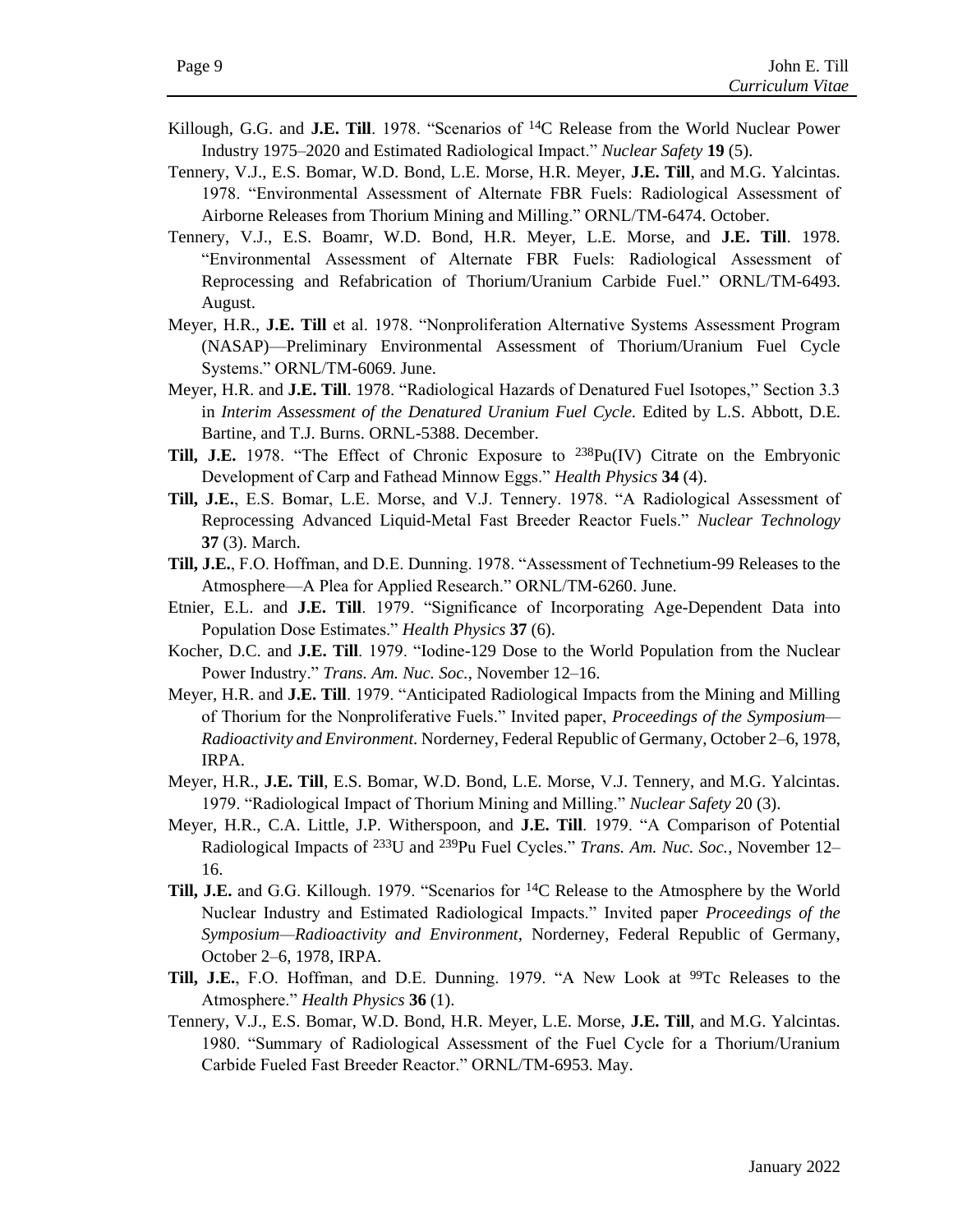Killough, G.G. and **J.E. Till**. 1978. "Scenarios of $^{14}C$ Release from the World Nuclear Power Industry 1975–2020 and Estimated Radiological Impact." *Nuclear Safety* **19** (5).

Tennery, V.J., E.S. Bomar, W.D. Bond, L.E. Morse, H.R. Meyer, **J.E. Till**, and M.G. Yalcintas. 1978. "Environmental Assessment of Alternate FBR Fuels: Radiological Assessment of Airborne Releases from Thorium Mining and Milling." ORNL/TM-6474. October.

Tennery, V.J., E.S. Boamr, W.D. Bond, H.R. Meyer, L.E. Morse, and **J.E. Till**. 1978. "Environmental Assessment of Alternate FBR Fuels: Radiological Assessment of Reprocessing and Refabrication of Thorium/Uranium Carbide Fuel." ORNL/TM-6493. August.

Meyer, H.R., **J.E. Till** et al. 1978. "Nonproliferation Alternative Systems Assessment Program (NASAP)—Preliminary Environmental Assessment of Thorium/Uranium Fuel Cycle Systems." ORNL/TM-6069. June.

Meyer, H.R. and **J.E. Till**. 1978. "Radiological Hazards of Denatured Fuel Isotopes," Section 3.3 in *Interim Assessment of the Denatured Uranium Fuel Cycle*. Edited by L.S. Abbott, D.E. Bartine, and T.J. Burns. ORNL-5388. December.

**Till, J.E.** 1978. "The Effect of Chronic Exposure to $^{238}Pu(IV)$ Citrate on the Embryonic Development of Carp and Fathead Minnow Eggs." *Health Physics* **34** (4).

**Till, J.E.**, E.S. Bomar, L.E. Morse, and V.J. Tennery. 1978. "A Radiological Assessment of Reprocessing Advanced Liquid-Metal Fast Breeder Reactor Fuels." *Nuclear Technology* **37** (3). March.

**Till, J.E.**, F.O. Hoffman, and D.E. Dunning. 1978. "Assessment of Technetium-99 Releases to the Atmosphere—A Plea for Applied Research." ORNL/TM-6260. June.

Etnier, E.L. and **J.E. Till**. 1979. "Significance of Incorporating Age-Dependent Data into Population Dose Estimates." *Health Physics* **37** (6).

Kocher, D.C. and **J.E. Till**. 1979. "Iodine-129 Dose to the World Population from the Nuclear Power Industry." *Trans. Am. Nuc. Soc.*, November 12–16.

Meyer, H.R. and **J.E. Till**. 1979. "Anticipated Radiological Impacts from the Mining and Milling of Thorium for the Nonproliferative Fuels." Invited paper, *Proceedings of the Symposium—Radioactivity and Environment*. Norderney, Federal Republic of Germany, October 2–6, 1978, IRPA.

Meyer, H.R., **J.E. Till**, E.S. Bomar, W.D. Bond, L.E. Morse, V.J. Tennery, and M.G. Yalcintas. 1979. "Radiological Impact of Thorium Mining and Milling." *Nuclear Safety* 20 (3).

Meyer, H.R., C.A. Little, J.P. Witherspoon, and **J.E. Till**. 1979. "A Comparison of Potential Radiological Impacts of $^{233}U$ and $^{239}Pu$ Fuel Cycles." *Trans. Am. Nuc. Soc.*, November 12–16.

**Till, J.E.** and G.G. Killough. 1979. "Scenarios for $^{14}C$ Release to the Atmosphere by the World Nuclear Industry and Estimated Radiological Impacts." Invited paper *Proceedings of the Symposium—Radioactivity and Environment*, Norderney, Federal Republic of Germany, October 2–6, 1978, IRPA.

**Till, J.E.**, F.O. Hoffman, and D.E. Dunning. 1979. "A New Look at $^{99}Tc$ Releases to the Atmosphere." *Health Physics* **36** (1).

Tennery, V.J., E.S. Bomar, W.D. Bond, H.R. Meyer, L.E. Morse, **J.E. Till**, and M.G. Yalcintas. 1980. "Summary of Radiological Assessment of the Fuel Cycle for a Thorium/Uranium Carbide Fueled Fast Breeder Reactor." ORNL/TM-6953. May.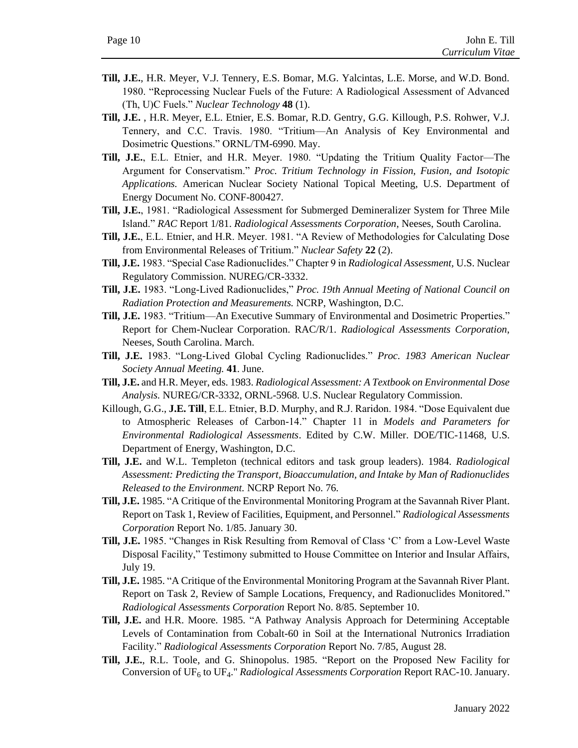**Till, J.E.**, H.R. Meyer, V.J. Tennery, E.S. Bomar, M.G. Yalcintas, L.E. Morse, and W.D. Bond. 1980. "Reprocessing Nuclear Fuels of the Future: A Radiological Assessment of Advanced (Th, U)C Fuels." *Nuclear Technology* **48** (1).

**Till, J.E.** , H.R. Meyer, E.L. Etnier, E.S. Bomar, R.D. Gentry, G.G. Killough, P.S. Rohwer, V.J. Tennery, and C.C. Travis. 1980. "Tritium—An Analysis of Key Environmental and Dosimetric Questions." ORNL/TM-6990. May.

**Till, J.E.**, E.L. Etnier, and H.R. Meyer. 1980. "Updating the Tritium Quality Factor—The Argument for Conservatism." *Proc. Tritium Technology in Fission, Fusion, and Isotopic Applications.* American Nuclear Society National Topical Meeting, U.S. Department of Energy Document No. CONF-800427.

**Till, J.E.**, 1981. "Radiological Assessment for Submerged Demineralizer System for Three Mile Island." *RAC* Report 1/81. *Radiological Assessments Corporation*, Neeses, South Carolina.

**Till, J.E.**, E.L. Etnier, and H.R. Meyer. 1981. "A Review of Methodologies for Calculating Dose from Environmental Releases of Tritium." *Nuclear Safety* **22** (2).

**Till, J.E.** 1983. "Special Case Radionuclides." Chapter 9 in *Radiological Assessment*, U.S. Nuclear Regulatory Commission. NUREG/CR-3332.

**Till, J.E.** 1983. "Long-Lived Radionuclides," *Proc. 19th Annual Meeting of National Council on Radiation Protection and Measurements.* NCRP, Washington, D.C.

**Till, J.E.** 1983. "Tritium—An Executive Summary of Environmental and Dosimetric Properties." Report for Chem-Nuclear Corporation. RAC/R/1. *Radiological Assessments Corporation*, Neeses, South Carolina. March.

**Till, J.E.** 1983. "Long-Lived Global Cycling Radionuclides." *Proc. 1983 American Nuclear Society Annual Meeting.* **41**. June.

**Till, J.E.** and H.R. Meyer, eds. 1983. *Radiological Assessment: A Textbook on Environmental Dose Analysis.* NUREG/CR-3332, ORNL-5968. U.S. Nuclear Regulatory Commission.

Killough, G.G., **J.E. Till**, E.L. Etnier, B.D. Murphy, and R.J. Raridon. 1984. "Dose Equivalent due to Atmospheric Releases of Carbon-14." Chapter 11 in *Models and Parameters for Environmental Radiological Assessments*. Edited by C.W. Miller. DOE/TIC-11468, U.S. Department of Energy, Washington, D.C.

**Till, J.E.** and W.L. Templeton (technical editors and task group leaders). 1984. *Radiological Assessment: Predicting the Transport, Bioaccumulation, and Intake by Man of Radionuclides Released to the Environment.* NCRP Report No. 76.

**Till, J.E.** 1985. "A Critique of the Environmental Monitoring Program at the Savannah River Plant. Report on Task 1, Review of Facilities, Equipment, and Personnel." *Radiological Assessments Corporation* Report No. 1/85. January 30.

**Till, J.E.** 1985. "Changes in Risk Resulting from Removal of Class 'C' from a Low-Level Waste Disposal Facility," Testimony submitted to House Committee on Interior and Insular Affairs, July 19.

**Till, J.E.** 1985. "A Critique of the Environmental Monitoring Program at the Savannah River Plant. Report on Task 2, Review of Sample Locations, Frequency, and Radionuclides Monitored." *Radiological Assessments Corporation* Report No. 8/85. September 10.

**Till, J.E.** and H.R. Moore. 1985. "A Pathway Analysis Approach for Determining Acceptable Levels of Contamination from Cobalt-60 in Soil at the International Nutronics Irradiation Facility." *Radiological Assessments Corporation* Report No. 7/85, August 28.

**Till, J.E.**, R.L. Toole, and G. Shinopolus. 1985. "Report on the Proposed New Facility for Conversion of $UF_6$ to $UF_4$." *Radiological Assessments Corporation* Report RAC-10. January.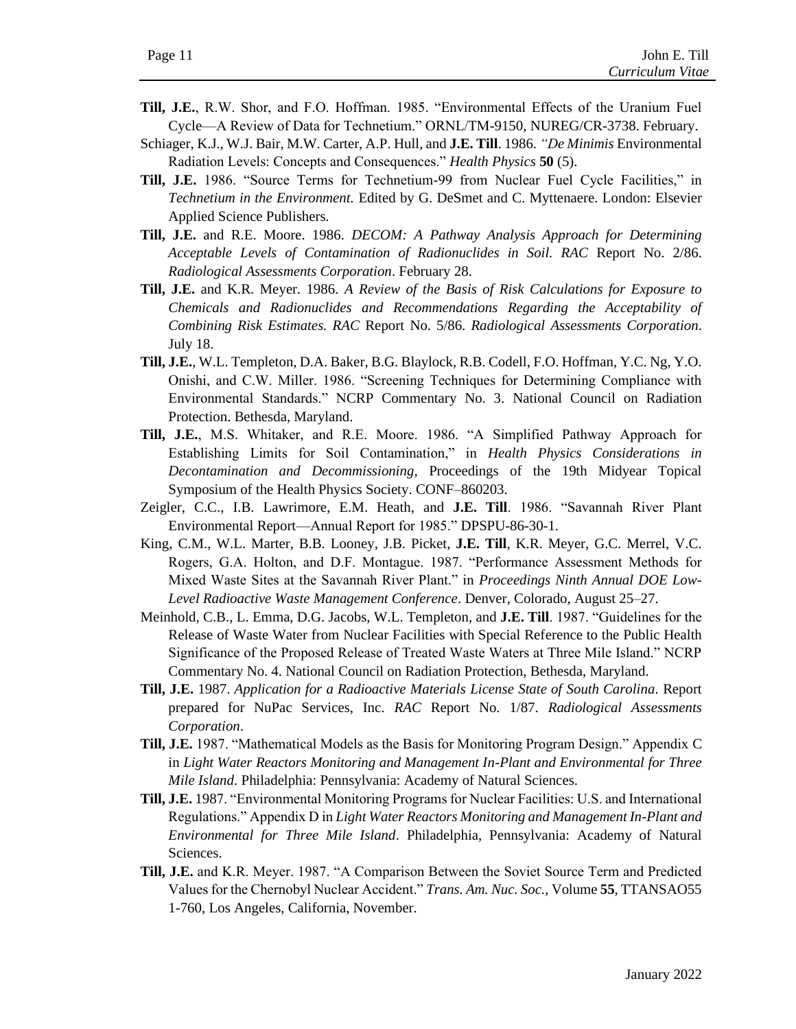**Till, J.E.**, R.W. Shor, and F.O. Hoffman. 1985. "Environmental Effects of the Uranium Fuel Cycle—A Review of Data for Technetium." ORNL/TM-9150, NUREG/CR-3738. February.

Schiager, K.J., W.J. Bair, M.W. Carter, A.P. Hull, and **J.E. Till**. 1986. *"De Minimis* Environmental Radiation Levels: Concepts and Consequences." *Health Physics* **50** (5).

**Till, J.E.** 1986. "Source Terms for Technetium-99 from Nuclear Fuel Cycle Facilities," in *Technetium in the Environment.* Edited by G. DeSmet and C. Myttenaere. London: Elsevier Applied Science Publishers.

**Till, J.E.** and R.E. Moore. 1986. *DECOM: A Pathway Analysis Approach for Determining Acceptable Levels of Contamination of Radionuclides in Soil. RAC* Report No. 2/86. *Radiological Assessments Corporation*. February 28.

**Till, J.E.** and K.R. Meyer. 1986. *A Review of the Basis of Risk Calculations for Exposure to Chemicals and Radionuclides and Recommendations Regarding the Acceptability of Combining Risk Estimates. RAC* Report No. 5/86. *Radiological Assessments Corporation*. July 18.

**Till, J.E.**, W.L. Templeton, D.A. Baker, B.G. Blaylock, R.B. Codell, F.O. Hoffman, Y.C. Ng, Y.O. Onishi, and C.W. Miller. 1986. "Screening Techniques for Determining Compliance with Environmental Standards." NCRP Commentary No. 3. National Council on Radiation Protection. Bethesda, Maryland.

**Till, J.E.**, M.S. Whitaker, and R.E. Moore. 1986. "A Simplified Pathway Approach for Establishing Limits for Soil Contamination," in *Health Physics Considerations in Decontamination and Decommissioning*, Proceedings of the 19th Midyear Topical Symposium of the Health Physics Society. CONF–860203.

Zeigler, C.C., I.B. Lawrimore, E.M. Heath, and **J.E. Till**. 1986. "Savannah River Plant Environmental Report—Annual Report for 1985." DPSPU-86-30-1.

King, C.M., W.L. Marter, B.B. Looney, J.B. Picket, **J.E. Till**, K.R. Meyer, G.C. Merrel, V.C. Rogers, G.A. Holton, and D.F. Montague. 1987. "Performance Assessment Methods for Mixed Waste Sites at the Savannah River Plant." in *Proceedings Ninth Annual DOE Low-Level Radioactive Waste Management Conference*. Denver, Colorado, August 25–27.

Meinhold, C.B., L. Emma, D.G. Jacobs, W.L. Templeton, and **J.E. Till**. 1987. "Guidelines for the Release of Waste Water from Nuclear Facilities with Special Reference to the Public Health Significance of the Proposed Release of Treated Waste Waters at Three Mile Island." NCRP Commentary No. 4. National Council on Radiation Protection, Bethesda, Maryland.

**Till, J.E.** 1987. *Application for a Radioactive Materials License State of South Carolina*. Report prepared for NuPac Services, Inc. *RAC* Report No. 1/87. *Radiological Assessments Corporation*.

**Till, J.E.** 1987. "Mathematical Models as the Basis for Monitoring Program Design." Appendix C in *Light Water Reactors Monitoring and Management In-Plant and Environmental for Three Mile Island*. Philadelphia: Pennsylvania: Academy of Natural Sciences.

**Till, J.E.** 1987. "Environmental Monitoring Programs for Nuclear Facilities: U.S. and International Regulations." Appendix D in *Light Water Reactors Monitoring and Management In-Plant and Environmental for Three Mile Island*. Philadelphia, Pennsylvania: Academy of Natural Sciences.

**Till, J.E.** and K.R. Meyer. 1987. "A Comparison Between the Soviet Source Term and Predicted Values for the Chernobyl Nuclear Accident." *Trans. Am. Nuc. Soc.*, Volume **55**, TTANSAO55 1-760, Los Angeles, California, November.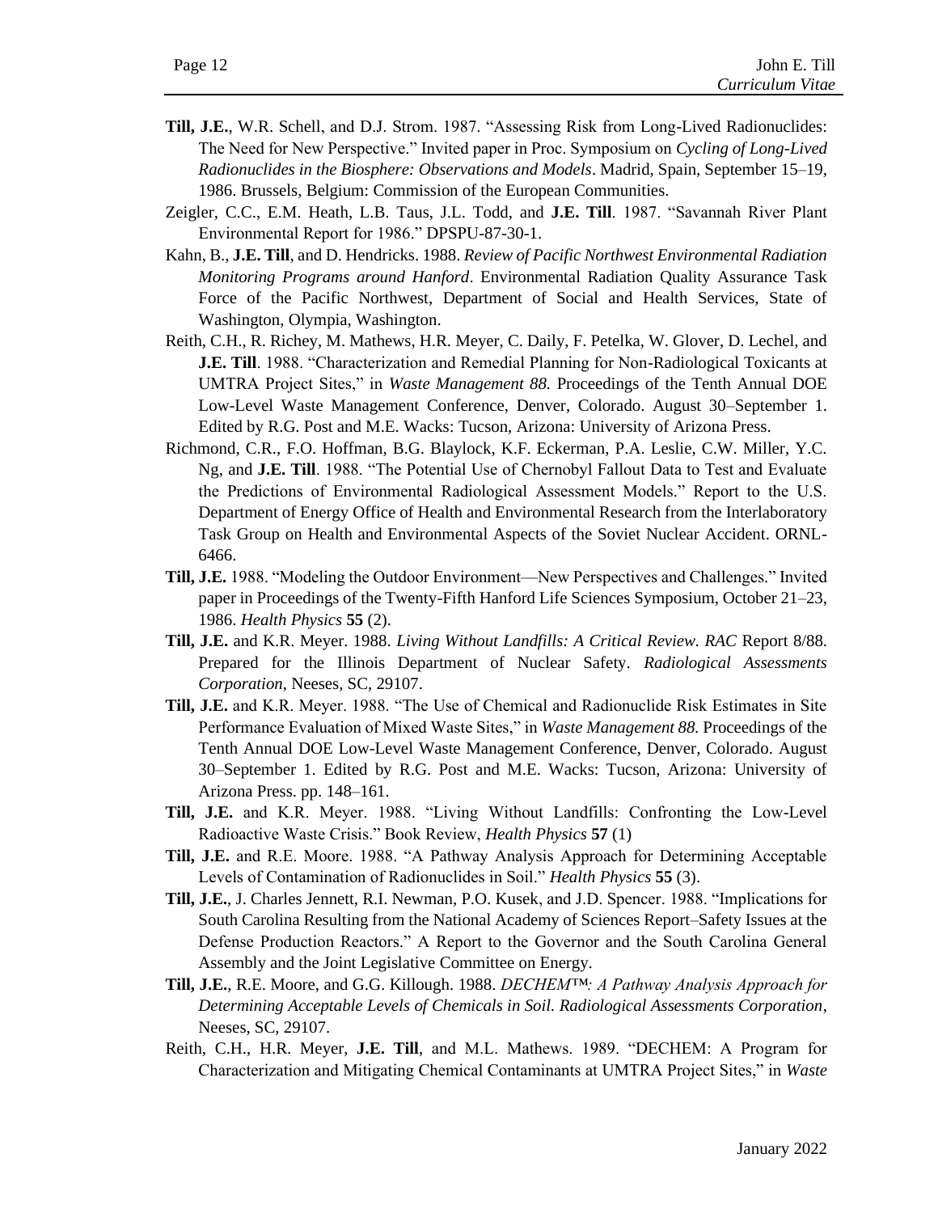**Till, J.E.**, W.R. Schell, and D.J. Strom. 1987. "Assessing Risk from Long-Lived Radionuclides: The Need for New Perspective." Invited paper in Proc. Symposium on *Cycling of Long-Lived Radionuclides in the Biosphere: Observations and Models*. Madrid, Spain, September 15–19, 1986. Brussels, Belgium: Commission of the European Communities.

Zeigler, C.C., E.M. Heath, L.B. Taus, J.L. Todd, and **J.E. Till**. 1987. "Savannah River Plant Environmental Report for 1986." DPSPU-87-30-1.

Kahn, B., **J.E. Till**, and D. Hendricks. 1988. *Review of Pacific Northwest Environmental Radiation Monitoring Programs around Hanford*. Environmental Radiation Quality Assurance Task Force of the Pacific Northwest, Department of Social and Health Services, State of Washington, Olympia, Washington.

Reith, C.H., R. Richey, M. Mathews, H.R. Meyer, C. Daily, F. Petelka, W. Glover, D. Lechel, and **J.E. Till**. 1988. "Characterization and Remedial Planning for Non-Radiological Toxicants at UMTRA Project Sites," in *Waste Management 88.* Proceedings of the Tenth Annual DOE Low-Level Waste Management Conference, Denver, Colorado. August 30–September 1. Edited by R.G. Post and M.E. Wacks: Tucson, Arizona: University of Arizona Press.

Richmond, C.R., F.O. Hoffman, B.G. Blaylock, K.F. Eckerman, P.A. Leslie, C.W. Miller, Y.C. Ng, and **J.E. Till**. 1988. "The Potential Use of Chernobyl Fallout Data to Test and Evaluate the Predictions of Environmental Radiological Assessment Models." Report to the U.S. Department of Energy Office of Health and Environmental Research from the Interlaboratory Task Group on Health and Environmental Aspects of the Soviet Nuclear Accident. ORNL-6466.

**Till, J.E.** 1988. "Modeling the Outdoor Environment—New Perspectives and Challenges." Invited paper in Proceedings of the Twenty-Fifth Hanford Life Sciences Symposium, October 21–23, 1986. *Health Physics* **55** (2).

**Till, J.E.** and K.R. Meyer. 1988. *Living Without Landfills: A Critical Review. RAC* Report 8/88. Prepared for the Illinois Department of Nuclear Safety. *Radiological Assessments Corporation*, Neeses, SC, 29107.

**Till, J.E.** and K.R. Meyer. 1988. "The Use of Chemical and Radionuclide Risk Estimates in Site Performance Evaluation of Mixed Waste Sites," in *Waste Management 88.* Proceedings of the Tenth Annual DOE Low-Level Waste Management Conference, Denver, Colorado. August 30–September 1. Edited by R.G. Post and M.E. Wacks: Tucson, Arizona: University of Arizona Press. pp. 148–161.

**Till, J.E.** and K.R. Meyer. 1988. "Living Without Landfills: Confronting the Low-Level Radioactive Waste Crisis." Book Review, *Health Physics* **57** (1)

**Till, J.E.** and R.E. Moore. 1988. "A Pathway Analysis Approach for Determining Acceptable Levels of Contamination of Radionuclides in Soil." *Health Physics* **55** (3).

**Till, J.E.**, J. Charles Jennett, R.I. Newman, P.O. Kusek, and J.D. Spencer. 1988. "Implications for South Carolina Resulting from the National Academy of Sciences Report–Safety Issues at the Defense Production Reactors." A Report to the Governor and the South Carolina General Assembly and the Joint Legislative Committee on Energy.

**Till, J.E.**, R.E. Moore, and G.G. Killough. 1988. *DECHEM™: A Pathway Analysis Approach for Determining Acceptable Levels of Chemicals in Soil. Radiological Assessments Corporation*, Neeses, SC, 29107.

Reith, C.H., H.R. Meyer, **J.E. Till**, and M.L. Mathews. 1989. "DECHEM: A Program for Characterization and Mitigating Chemical Contaminants at UMTRA Project Sites," in *Waste*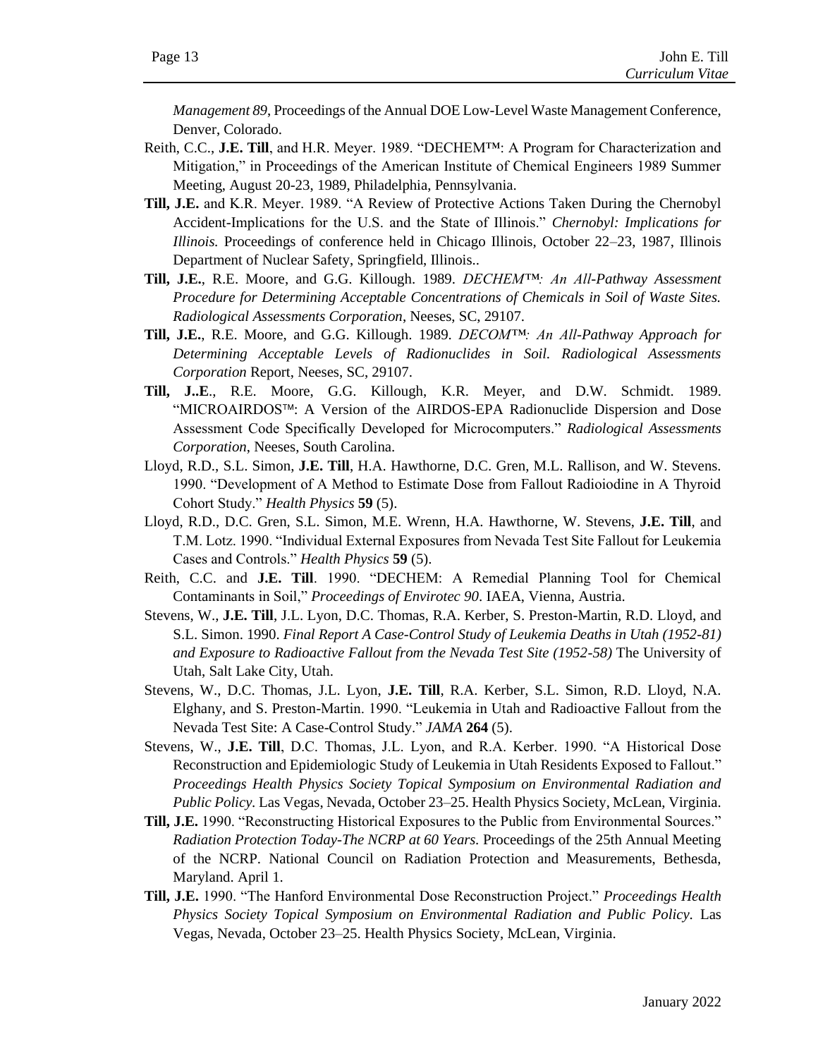*Management 89*, Proceedings of the Annual DOE Low-Level Waste Management Conference, Denver, Colorado.

Reith, C.C., **J.E. Till**, and H.R. Meyer. 1989. "DECHEM™: A Program for Characterization and Mitigation," in Proceedings of the American Institute of Chemical Engineers 1989 Summer Meeting, August 20-23, 1989, Philadelphia, Pennsylvania.

**Till, J.E.** and K.R. Meyer. 1989. "A Review of Protective Actions Taken During the Chernobyl Accident-Implications for the U.S. and the State of Illinois." *Chernobyl: Implications for Illinois.* Proceedings of conference held in Chicago Illinois, October 22–23, 1987, Illinois Department of Nuclear Safety, Springfield, Illinois..

**Till, J.E.**, R.E. Moore, and G.G. Killough. 1989. *DECHEM™: An All-Pathway Assessment Procedure for Determining Acceptable Concentrations of Chemicals in Soil of Waste Sites. Radiological Assessments Corporation*, Neeses, SC, 29107.

**Till, J.E.**, R.E. Moore, and G.G. Killough. 1989. *DECOM™: An All-Pathway Approach for Determining Acceptable Levels of Radionuclides in Soil. Radiological Assessments Corporation* Report, Neeses, SC, 29107.

**Till, J..E**., R.E. Moore, G.G. Killough, K.R. Meyer, and D.W. Schmidt. 1989. "MICROAIRDOS™: A Version of the AIRDOS-EPA Radionuclide Dispersion and Dose Assessment Code Specifically Developed for Microcomputers." *Radiological Assessments Corporation*, Neeses, South Carolina.

Lloyd, R.D., S.L. Simon, **J.E. Till**, H.A. Hawthorne, D.C. Gren, M.L. Rallison, and W. Stevens. 1990. "Development of A Method to Estimate Dose from Fallout Radioiodine in A Thyroid Cohort Study." *Health Physics* **59** (5).

Lloyd, R.D., D.C. Gren, S.L. Simon, M.E. Wrenn, H.A. Hawthorne, W. Stevens, **J.E. Till**, and T.M. Lotz. 1990. "Individual External Exposures from Nevada Test Site Fallout for Leukemia Cases and Controls." *Health Physics* **59** (5).

Reith, C.C. and **J.E. Till**. 1990. "DECHEM: A Remedial Planning Tool for Chemical Contaminants in Soil," *Proceedings of Envirotec 90*. IAEA, Vienna, Austria.

Stevens, W., **J.E. Till**, J.L. Lyon, D.C. Thomas, R.A. Kerber, S. Preston-Martin, R.D. Lloyd, and S.L. Simon. 1990. *Final Report A Case-Control Study of Leukemia Deaths in Utah (1952-81) and Exposure to Radioactive Fallout from the Nevada Test Site (1952-58)* The University of Utah, Salt Lake City, Utah.

Stevens, W., D.C. Thomas, J.L. Lyon, **J.E. Till**, R.A. Kerber, S.L. Simon, R.D. Lloyd, N.A. Elghany, and S. Preston-Martin. 1990. "Leukemia in Utah and Radioactive Fallout from the Nevada Test Site: A Case-Control Study." *JAMA* **264** (5).

Stevens, W., **J.E. Till**, D.C. Thomas, J.L. Lyon, and R.A. Kerber. 1990. "A Historical Dose Reconstruction and Epidemiologic Study of Leukemia in Utah Residents Exposed to Fallout." *Proceedings Health Physics Society Topical Symposium on Environmental Radiation and Public Policy*. Las Vegas, Nevada, October 23–25. Health Physics Society, McLean, Virginia.

**Till, J.E.** 1990. "Reconstructing Historical Exposures to the Public from Environmental Sources." *Radiation Protection Today-The NCRP at 60 Years.* Proceedings of the 25th Annual Meeting of the NCRP. National Council on Radiation Protection and Measurements, Bethesda, Maryland. April 1.

**Till, J.E.** 1990. "The Hanford Environmental Dose Reconstruction Project." *Proceedings Health Physics Society Topical Symposium on Environmental Radiation and Public Policy*. Las Vegas, Nevada, October 23–25. Health Physics Society, McLean, Virginia.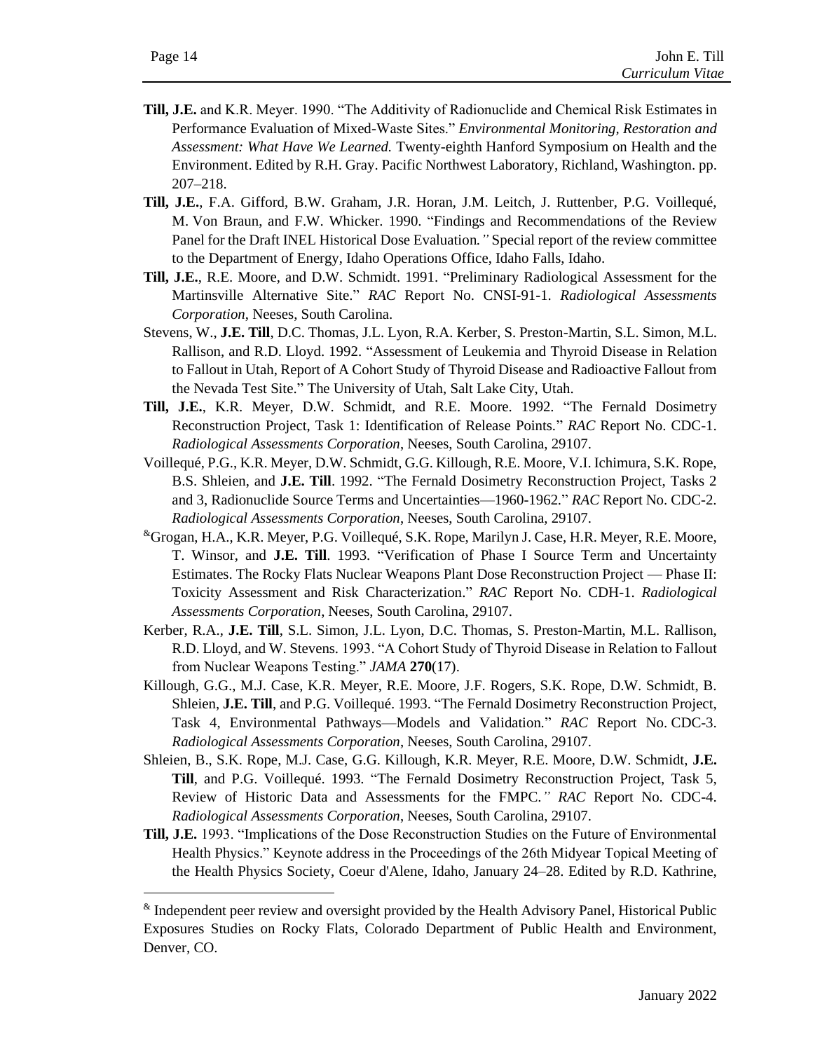**Till, J.E.** and K.R. Meyer. 1990. "The Additivity of Radionuclide and Chemical Risk Estimates in Performance Evaluation of Mixed-Waste Sites." *Environmental Monitoring, Restoration and Assessment: What Have We Learned.* Twenty-eighth Hanford Symposium on Health and the Environment. Edited by R.H. Gray. Pacific Northwest Laboratory, Richland, Washington. pp. 207–218.

**Till, J.E.**, F.A. Gifford, B.W. Graham, J.R. Horan, J.M. Leitch, J. Ruttenber, P.G. Voillequé, M. Von Braun, and F.W. Whicker. 1990. "Findings and Recommendations of the Review Panel for the Draft INEL Historical Dose Evaluation*."* Special report of the review committee to the Department of Energy, Idaho Operations Office, Idaho Falls, Idaho.

**Till, J.E.**, R.E. Moore, and D.W. Schmidt. 1991. "Preliminary Radiological Assessment for the Martinsville Alternative Site." *RAC* Report No. CNSI-91-1. *Radiological Assessments Corporation*, Neeses, South Carolina.

Stevens, W., **J.E. Till**, D.C. Thomas, J.L. Lyon, R.A. Kerber, S. Preston-Martin, S.L. Simon, M.L. Rallison, and R.D. Lloyd. 1992. "Assessment of Leukemia and Thyroid Disease in Relation to Fallout in Utah, Report of A Cohort Study of Thyroid Disease and Radioactive Fallout from the Nevada Test Site." The University of Utah, Salt Lake City, Utah.

**Till, J.E.**, K.R. Meyer, D.W. Schmidt, and R.E. Moore. 1992. "The Fernald Dosimetry Reconstruction Project, Task 1: Identification of Release Points." *RAC* Report No. CDC-1. *Radiological Assessments Corporation*, Neeses, South Carolina, 29107.

Voillequé, P.G., K.R. Meyer, D.W. Schmidt, G.G. Killough, R.E. Moore, V.I. Ichimura, S.K. Rope, B.S. Shleien, and **J.E. Till**. 1992. "The Fernald Dosimetry Reconstruction Project, Tasks 2 and 3, Radionuclide Source Terms and Uncertainties—1960-1962*.*" *RAC* Report No. CDC-2. *Radiological Assessments Corporation*, Neeses, South Carolina, 29107.

[&]Grogan, H.A., K.R. Meyer, P.G. Voillequé, S.K. Rope, Marilyn J. Case, H.R. Meyer, R.E. Moore, T. Winsor, and **J.E. Till**. 1993. "Verification of Phase I Source Term and Uncertainty Estimates. The Rocky Flats Nuclear Weapons Plant Dose Reconstruction Project — Phase II: Toxicity Assessment and Risk Characterization." *RAC* Report No. CDH-1. *Radiological Assessments Corporation*, Neeses, South Carolina, 29107.

Kerber, R.A., **J.E. Till**, S.L. Simon, J.L. Lyon, D.C. Thomas, S. Preston-Martin, M.L. Rallison, R.D. Lloyd, and W. Stevens. 1993. "A Cohort Study of Thyroid Disease in Relation to Fallout from Nuclear Weapons Testing." *JAMA* **270**(17).

Killough, G.G., M.J. Case, K.R. Meyer, R.E. Moore, J.F. Rogers, S.K. Rope, D.W. Schmidt, B. Shleien, **J.E. Till**, and P.G. Voillequé. 1993. "The Fernald Dosimetry Reconstruction Project, Task 4, Environmental Pathways—Models and Validation*.*" *RAC* Report No. CDC-3. *Radiological Assessments Corporation*, Neeses, South Carolina, 29107.

Shleien, B., S.K. Rope, M.J. Case, G.G. Killough, K.R. Meyer, R.E. Moore, D.W. Schmidt, **J.E. Till**, and P.G. Voillequé. 1993. "The Fernald Dosimetry Reconstruction Project, Task 5, Review of Historic Data and Assessments for the FMPC*."* *RAC* Report No. CDC-4. *Radiological Assessments Corporation*, Neeses, South Carolina, 29107.

**Till, J.E.** 1993. "Implications of the Dose Reconstruction Studies on the Future of Environmental Health Physics." Keynote address in the Proceedings of the 26th Midyear Topical Meeting of the Health Physics Society, Coeur d'Alene, Idaho, January 24–28. Edited by R.D. Kathrine,

---

[&] Independent peer review and oversight provided by the Health Advisory Panel, Historical Public Exposures Studies on Rocky Flats, Colorado Department of Public Health and Environment, Denver, CO.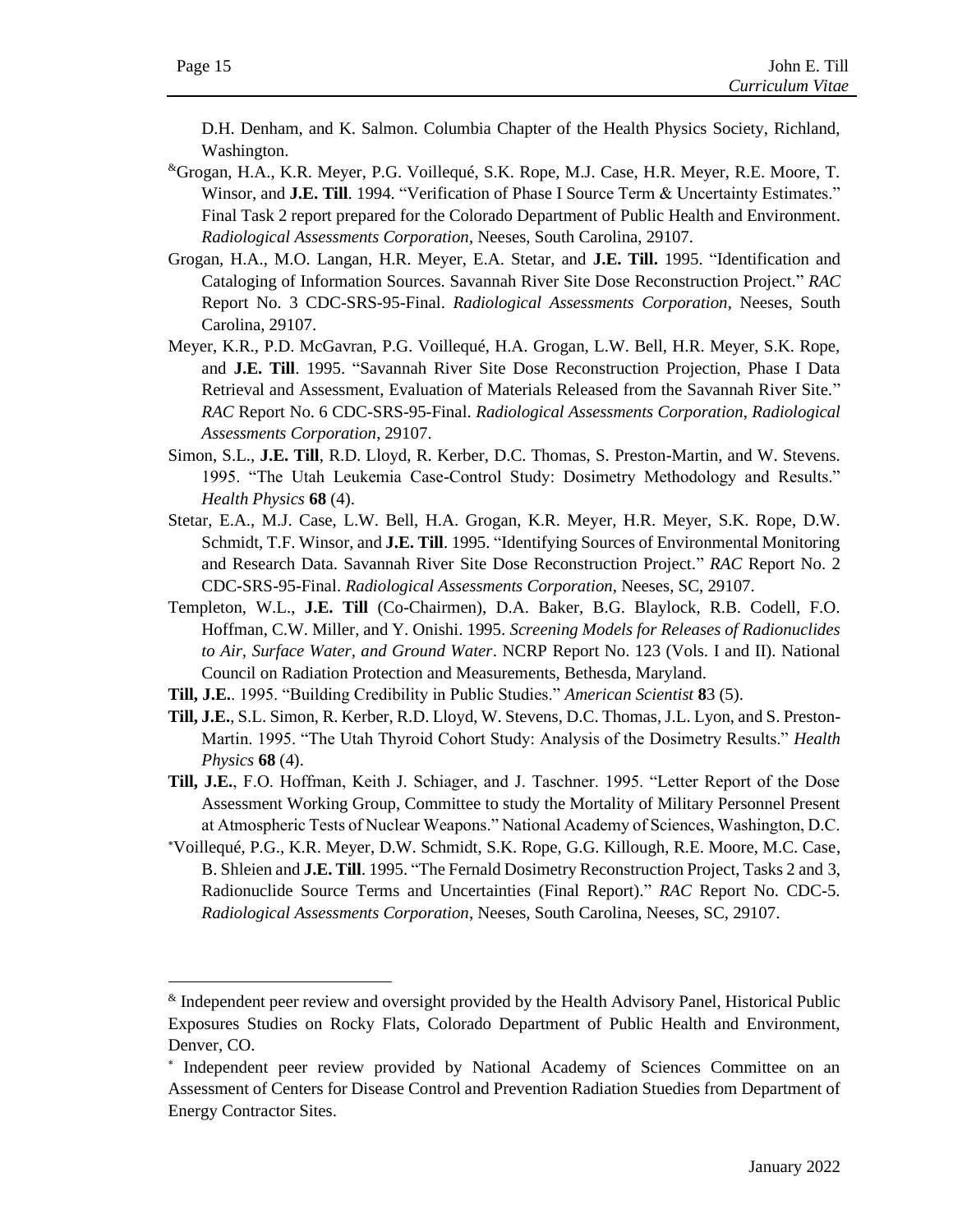D.H. Denham, and K. Salmon. Columbia Chapter of the Health Physics Society, Richland, Washington.

[&]Grogan, H.A., K.R. Meyer, P.G. Voillequé, S.K. Rope, M.J. Case, H.R. Meyer, R.E. Moore, T. Winsor, and **J.E. Till**. 1994. "Verification of Phase I Source Term & Uncertainty Estimates." Final Task 2 report prepared for the Colorado Department of Public Health and Environment. *Radiological Assessments Corporation*, Neeses, South Carolina, 29107.

Grogan, H.A., M.O. Langan, H.R. Meyer, E.A. Stetar, and **J.E. Till.** 1995. "Identification and Cataloging of Information Sources. Savannah River Site Dose Reconstruction Project." *RAC* Report No. 3 CDC-SRS-95-Final. *Radiological Assessments Corporation*, Neeses, South Carolina, 29107.

Meyer, K.R., P.D. McGavran, P.G. Voillequé, H.A. Grogan, L.W. Bell, H.R. Meyer, S.K. Rope, and **J.E. Till**. 1995. "Savannah River Site Dose Reconstruction Projection, Phase I Data Retrieval and Assessment, Evaluation of Materials Released from the Savannah River Site." *RAC* Report No. 6 CDC-SRS-95-Final. *Radiological Assessments Corporation*, *Radiological Assessments Corporation*, 29107.

Simon, S.L., **J.E. Till**, R.D. Lloyd, R. Kerber, D.C. Thomas, S. Preston-Martin, and W. Stevens. 1995. "The Utah Leukemia Case-Control Study: Dosimetry Methodology and Results." *Health Physics* **68** (4).

Stetar, E.A., M.J. Case, L.W. Bell, H.A. Grogan, K.R. Meyer, H.R. Meyer, S.K. Rope, D.W. Schmidt, T.F. Winsor, and **J.E. Till**. 1995. "Identifying Sources of Environmental Monitoring and Research Data. Savannah River Site Dose Reconstruction Project." *RAC* Report No. 2 CDC-SRS-95-Final. *Radiological Assessments Corporation*, Neeses, SC, 29107.

Templeton, W.L., **J.E. Till** (Co-Chairmen), D.A. Baker, B.G. Blaylock, R.B. Codell, F.O. Hoffman, C.W. Miller, and Y. Onishi. 1995. *Screening Models for Releases of Radionuclides to Air, Surface Water, and Ground Water*. NCRP Report No. 123 (Vols. I and II). National Council on Radiation Protection and Measurements, Bethesda, Maryland.

**Till, J.E.**. 1995. "Building Credibility in Public Studies." *American Scientist* **8**3 (5).

**Till, J.E.**, S.L. Simon, R. Kerber, R.D. Lloyd, W. Stevens, D.C. Thomas, J.L. Lyon, and S. Preston-Martin. 1995. "The Utah Thyroid Cohort Study: Analysis of the Dosimetry Results." *Health Physics* **68** (4).

**Till, J.E.**, F.O. Hoffman, Keith J. Schiager, and J. Taschner. 1995. "Letter Report of the Dose Assessment Working Group, Committee to study the Mortality of Military Personnel Present at Atmospheric Tests of Nuclear Weapons." National Academy of Sciences, Washington, D.C.

[*]Voillequé, P.G., K.R. Meyer, D.W. Schmidt, S.K. Rope, G.G. Killough, R.E. Moore, M.C. Case, B. Shleien and **J.E. Till**. 1995. "The Fernald Dosimetry Reconstruction Project, Tasks 2 and 3, Radionuclide Source Terms and Uncertainties (Final Report)." *RAC* Report No. CDC-5. *Radiological Assessments Corporation*, Neeses, South Carolina, Neeses, SC, 29107.

---

[&] Independent peer review and oversight provided by the Health Advisory Panel, Historical Public Exposures Studies on Rocky Flats, Colorado Department of Public Health and Environment, Denver, CO.

[*] Independent peer review provided by National Academy of Sciences Committee on an Assessment of Centers for Disease Control and Prevention Radiation Stuedies from Department of Energy Contractor Sites.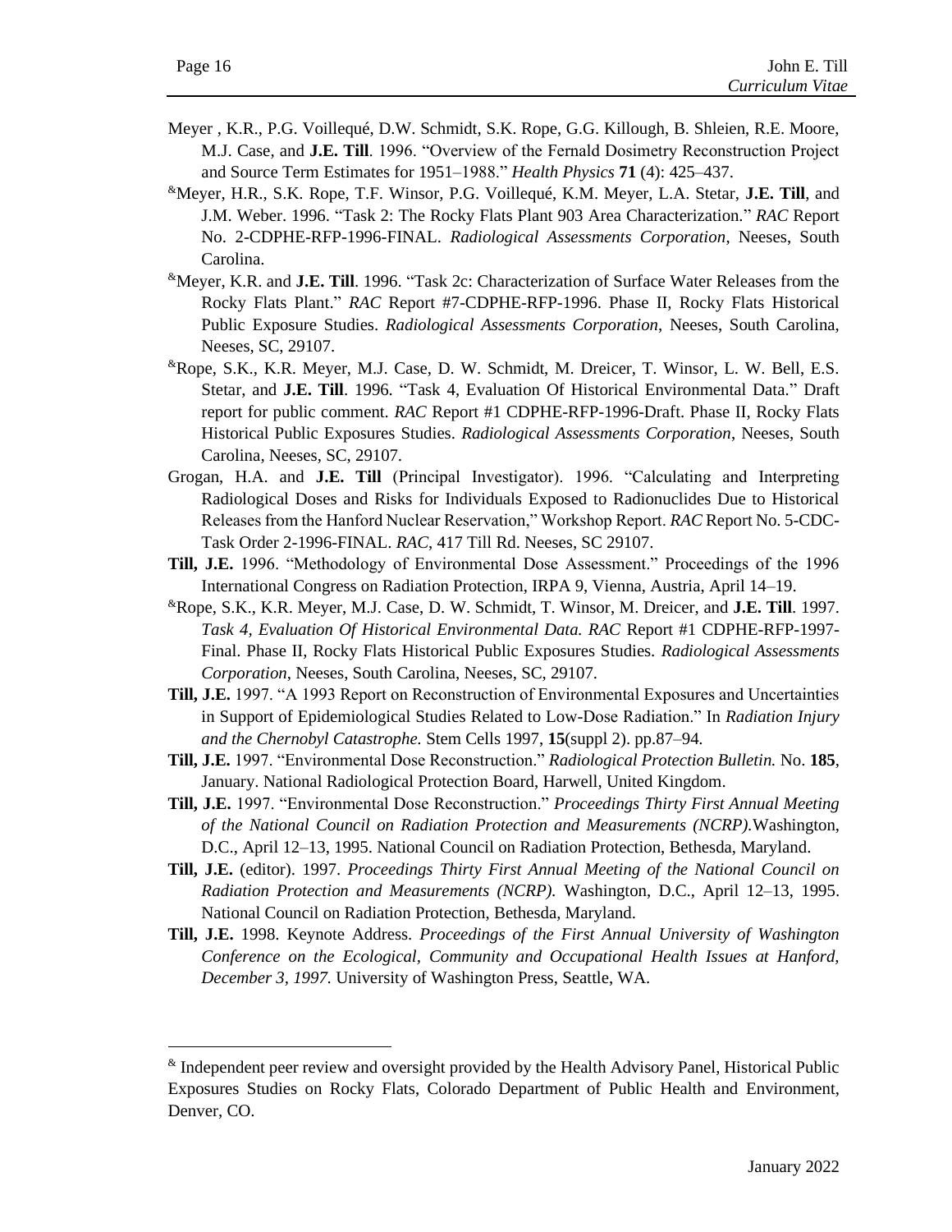Meyer , K.R., P.G. Voillequé, D.W. Schmidt, S.K. Rope, G.G. Killough, B. Shleien, R.E. Moore, M.J. Case, and **J.E. Till**. 1996. "Overview of the Fernald Dosimetry Reconstruction Project and Source Term Estimates for 1951–1988." *Health Physics* **71** (4): 425–437.

[&]Meyer, H.R., S.K. Rope, T.F. Winsor, P.G. Voillequé, K.M. Meyer, L.A. Stetar, **J.E. Till**, and J.M. Weber. 1996. "Task 2: The Rocky Flats Plant 903 Area Characterization." *RAC* Report No. 2-CDPHE-RFP-1996-FINAL. *Radiological Assessments Corporation*, Neeses, South Carolina.

[&]Meyer, K.R. and **J.E. Till**. 1996. "Task 2c: Characterization of Surface Water Releases from the Rocky Flats Plant." *RAC* Report #7-CDPHE-RFP-1996. Phase II, Rocky Flats Historical Public Exposure Studies. *Radiological Assessments Corporation*, Neeses, South Carolina, Neeses, SC, 29107.

[&]Rope, S.K., K.R. Meyer, M.J. Case, D. W. Schmidt, M. Dreicer, T. Winsor, L. W. Bell, E.S. Stetar, and **J.E. Till**. 1996. "Task 4, Evaluation Of Historical Environmental Data." Draft report for public comment. *RAC* Report #1 CDPHE-RFP-1996-Draft. Phase II, Rocky Flats Historical Public Exposures Studies. *Radiological Assessments Corporation*, Neeses, South Carolina, Neeses, SC, 29107.

Grogan, H.A. and **J.E. Till** (Principal Investigator). 1996. "Calculating and Interpreting Radiological Doses and Risks for Individuals Exposed to Radionuclides Due to Historical Releases from the Hanford Nuclear Reservation," Workshop Report. *RAC* Report No. 5-CDC-Task Order 2-1996-FINAL. *RAC*, 417 Till Rd. Neeses, SC 29107.

**Till, J.E.** 1996. "Methodology of Environmental Dose Assessment." Proceedings of the 1996 International Congress on Radiation Protection, IRPA 9, Vienna, Austria, April 14–19.

[&]Rope, S.K., K.R. Meyer, M.J. Case, D. W. Schmidt, T. Winsor, M. Dreicer, and **J.E. Till**. 1997. *Task 4, Evaluation Of Historical Environmental Data. RAC* Report #1 CDPHE-RFP-1997-Final. Phase II, Rocky Flats Historical Public Exposures Studies. *Radiological Assessments Corporation*, Neeses, South Carolina, Neeses, SC, 29107.

**Till, J.E.** 1997. "A 1993 Report on Reconstruction of Environmental Exposures and Uncertainties in Support of Epidemiological Studies Related to Low-Dose Radiation." In *Radiation Injury and the Chernobyl Catastrophe.* Stem Cells 1997, **15**(suppl 2). pp.87–94.

**Till, J.E.** 1997. "Environmental Dose Reconstruction." *Radiological Protection Bulletin.* No. **185**, January. National Radiological Protection Board, Harwell, United Kingdom.

**Till, J.E.** 1997. "Environmental Dose Reconstruction." *Proceedings Thirty First Annual Meeting of the National Council on Radiation Protection and Measurements (NCRP).*Washington, D.C., April 12–13, 1995. National Council on Radiation Protection, Bethesda, Maryland.

**Till, J.E.** (editor). 1997. *Proceedings Thirty First Annual Meeting of the National Council on Radiation Protection and Measurements (NCRP).* Washington, D.C., April 12–13, 1995. National Council on Radiation Protection, Bethesda, Maryland.

**Till, J.E.** 1998. Keynote Address. *Proceedings of the First Annual University of Washington Conference on the Ecological, Community and Occupational Health Issues at Hanford, December 3, 1997.* University of Washington Press, Seattle, WA.

---

[&] Independent peer review and oversight provided by the Health Advisory Panel, Historical Public Exposures Studies on Rocky Flats, Colorado Department of Public Health and Environment, Denver, CO.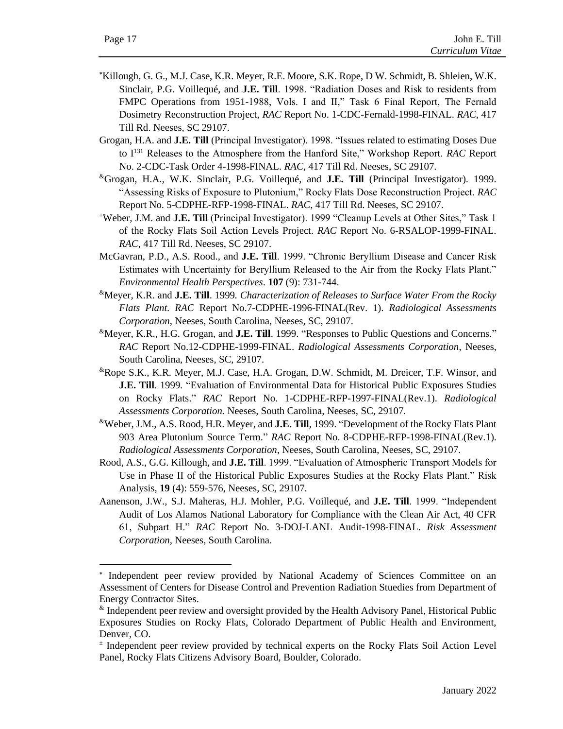[*]Killough, G. G., M.J. Case, K.R. Meyer, R.E. Moore, S.K. Rope, D W. Schmidt, B. Shleien, W.K. Sinclair, P.G. Voillequé, and **J.E. Till**. 1998. "Radiation Doses and Risk to residents from FMPC Operations from 1951-1988, Vols. I and II," Task 6 Final Report, The Fernald Dosimetry Reconstruction Project, *RAC* Report No. 1-CDC-Fernald-1998-FINAL. *RAC*, 417 Till Rd. Neeses, SC 29107.

Grogan, H.A. and **J.E. Till** (Principal Investigator). 1998. "Issues related to estimating Doses Due to $I^{131}$ Releases to the Atmosphere from the Hanford Site," Workshop Report. *RAC* Report No. 2-CDC-Task Order 4-1998-FINAL. *RAC*, 417 Till Rd. Neeses, SC 29107.

[&]Grogan, H.A., W.K. Sinclair, P.G. Voillequé, and **J.E. Till** (Principal Investigator). 1999. "Assessing Risks of Exposure to Plutonium," Rocky Flats Dose Reconstruction Project. *RAC* Report No. 5-CDPHE-RFP-1998-FINAL. *RAC*, 417 Till Rd. Neeses, SC 29107.

[±]Weber, J.M. and **J.E. Till** (Principal Investigator). 1999 "Cleanup Levels at Other Sites," Task 1 of the Rocky Flats Soil Action Levels Project. *RAC* Report No. 6-RSALOP-1999-FINAL. *RAC*, 417 Till Rd. Neeses, SC 29107.

McGavran, P.D., A.S. Rood., and **J.E. Till**. 1999. "Chronic Beryllium Disease and Cancer Risk Estimates with Uncertainty for Beryllium Released to the Air from the Rocky Flats Plant." *Environmental Health Perspectives*. **107** (9): 731-744.

[&]Meyer, K.R. and **J.E. Till**. 1999. *Characterization of Releases to Surface Water From the Rocky Flats Plant. RAC* Report No.7-CDPHE-1996-FINAL(Rev. 1). *Radiological Assessments Corporation*, Neeses, South Carolina, Neeses, SC, 29107.

[&]Meyer, K.R., H.G. Grogan, and **J.E. Till**. 1999. "Responses to Public Questions and Concerns." *RAC* Report No.12-CDPHE-1999-FINAL. *Radiological Assessments Corporation*, Neeses, South Carolina, Neeses, SC, 29107.

[&]Rope S.K., K.R. Meyer, M.J. Case, H.A. Grogan, D.W. Schmidt, M. Dreicer, T.F. Winsor, and **J.E. Till**. 1999. "Evaluation of Environmental Data for Historical Public Exposures Studies on Rocky Flats." *RAC* Report No. 1-CDPHE-RFP-1997-FINAL(Rev.1). *Radiological Assessments Corporation.* Neeses, South Carolina, Neeses, SC, 29107.

[&]Weber, J.M., A.S. Rood, H.R. Meyer, and **J.E. Till**, 1999. "Development of the Rocky Flats Plant 903 Area Plutonium Source Term." *RAC* Report No. 8-CDPHE-RFP-1998-FINAL(Rev.1). *Radiological Assessments Corporation*, Neeses, South Carolina, Neeses, SC, 29107.

Rood, A.S., G.G. Killough, and **J.E. Till**. 1999. "Evaluation of Atmospheric Transport Models for Use in Phase II of the Historical Public Exposures Studies at the Rocky Flats Plant." Risk Analysis, **19** (4): 559-576, Neeses, SC, 29107.

Aanenson, J.W., S.J. Maheras, H.J. Mohler, P.G. Voillequé, and **J.E. Till**. 1999. "Independent Audit of Los Alamos National Laboratory for Compliance with the Clean Air Act, 40 CFR 61, Subpart H." *RAC* Report No. 3-DOJ-LANL Audit-1998-FINAL. *Risk Assessment Corporation,* Neeses, South Carolina.

---

[*] Independent peer review provided by National Academy of Sciences Committee on an Assessment of Centers for Disease Control and Prevention Radiation Stuedies from Department of Energy Contractor Sites.

[&] Independent peer review and oversight provided by the Health Advisory Panel, Historical Public Exposures Studies on Rocky Flats, Colorado Department of Public Health and Environment, Denver, CO.

[±] Independent peer review provided by technical experts on the Rocky Flats Soil Action Level Panel, Rocky Flats Citizens Advisory Board, Boulder, Colorado.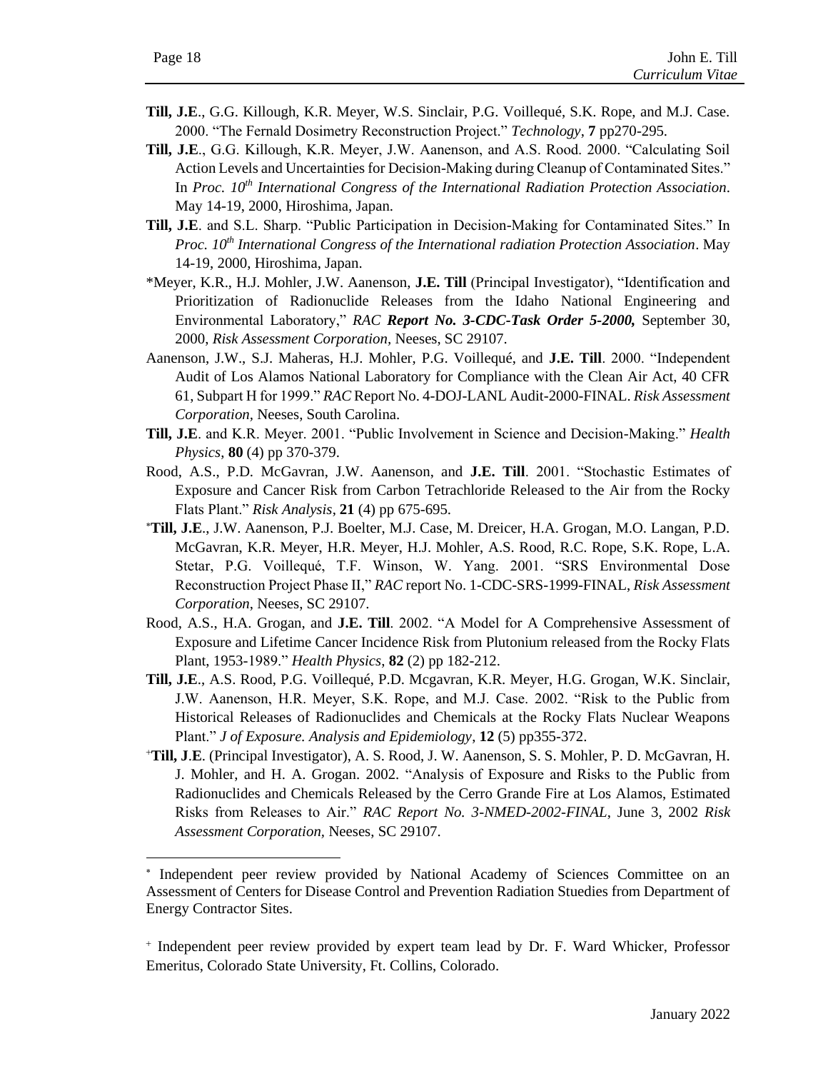**Till, J.E**., G.G. Killough, K.R. Meyer, W.S. Sinclair, P.G. Voillequé, S.K. Rope, and M.J. Case. 2000. "The Fernald Dosimetry Reconstruction Project." *Technology*, **7** pp270-295.

**Till, J.E**., G.G. Killough, K.R. Meyer, J.W. Aanenson, and A.S. Rood. 2000. "Calculating Soil Action Levels and Uncertainties for Decision-Making during Cleanup of Contaminated Sites." In *Proc. 10th International Congress of the International Radiation Protection Association*. May 14-19, 2000, Hiroshima, Japan.

**Till, J.E**. and S.L. Sharp. "Public Participation in Decision-Making for Contaminated Sites." In *Proc. 10th International Congress of the International radiation Protection Association*. May 14-19, 2000, Hiroshima, Japan.

*Meyer, K.R., H.J. Mohler, J.W. Aanenson, **J.E. Till** (Principal Investigator), "Identification and Prioritization of Radionuclide Releases from the Idaho National Engineering and Environmental Laboratory," *RAC* ***Report No. 3-CDC-Task Order 5-2000,*** September 30, 2000, *Risk Assessment Corporation*, Neeses, SC 29107.

Aanenson, J.W., S.J. Maheras, H.J. Mohler, P.G. Voillequé, and **J.E. Till**. 2000. "Independent Audit of Los Alamos National Laboratory for Compliance with the Clean Air Act, 40 CFR 61, Subpart H for 1999." *RAC* Report No. 4-DOJ-LANL Audit-2000-FINAL. *Risk Assessment Corporation*, Neeses, South Carolina.

**Till, J.E**. and K.R. Meyer. 2001. "Public Involvement in Science and Decision-Making." *Health Physics*, **80** (4) pp 370-379.

Rood, A.S., P.D. McGavran, J.W. Aanenson, and **J.E. Till**. 2001. "Stochastic Estimates of Exposure and Cancer Risk from Carbon Tetrachloride Released to the Air from the Rocky Flats Plant." *Risk Analysis*, **21** (4) pp 675-695.

[*]**Till, J.E**., J.W. Aanenson, P.J. Boelter, M.J. Case, M. Dreicer, H.A. Grogan, M.O. Langan, P.D. McGavran, K.R. Meyer, H.R. Meyer, H.J. Mohler, A.S. Rood, R.C. Rope, S.K. Rope, L.A. Stetar, P.G. Voillequé, T.F. Winson, W. Yang. 2001. "SRS Environmental Dose Reconstruction Project Phase II," *RAC* report No. 1-CDC-SRS-1999-FINAL, *Risk Assessment Corporation*, Neeses, SC 29107.

Rood, A.S., H.A. Grogan, and **J.E. Till**. 2002. "A Model for A Comprehensive Assessment of Exposure and Lifetime Cancer Incidence Risk from Plutonium released from the Rocky Flats Plant, 1953-1989." *Health Physics*, **82** (2) pp 182-212.

**Till, J.E**., A.S. Rood, P.G. Voillequé, P.D. Mcgavran, K.R. Meyer, H.G. Grogan, W.K. Sinclair, J.W. Aanenson, H.R. Meyer, S.K. Rope, and M.J. Case. 2002. "Risk to the Public from Historical Releases of Radionuclides and Chemicals at the Rocky Flats Nuclear Weapons Plant." *J of Exposure. Analysis and Epidemiology*, **12** (5) pp355-372.

[+]**Till, J**.**E**. (Principal Investigator), A. S. Rood, J. W. Aanenson, S. S. Mohler, P. D. McGavran, H. J. Mohler, and H. A. Grogan. 2002. "Analysis of Exposure and Risks to the Public from Radionuclides and Chemicals Released by the Cerro Grande Fire at Los Alamos, Estimated Risks from Releases to Air." *RAC Report No. 3-NMED-2002-FINAL*, June 3, 2002 *Risk Assessment Corporation,* Neeses, SC 29107.

---

[*] Independent peer review provided by National Academy of Sciences Committee on an Assessment of Centers for Disease Control and Prevention Radiation Stuedies from Department of Energy Contractor Sites.

[+] Independent peer review provided by expert team lead by Dr. F. Ward Whicker, Professor Emeritus, Colorado State University, Ft. Collins, Colorado.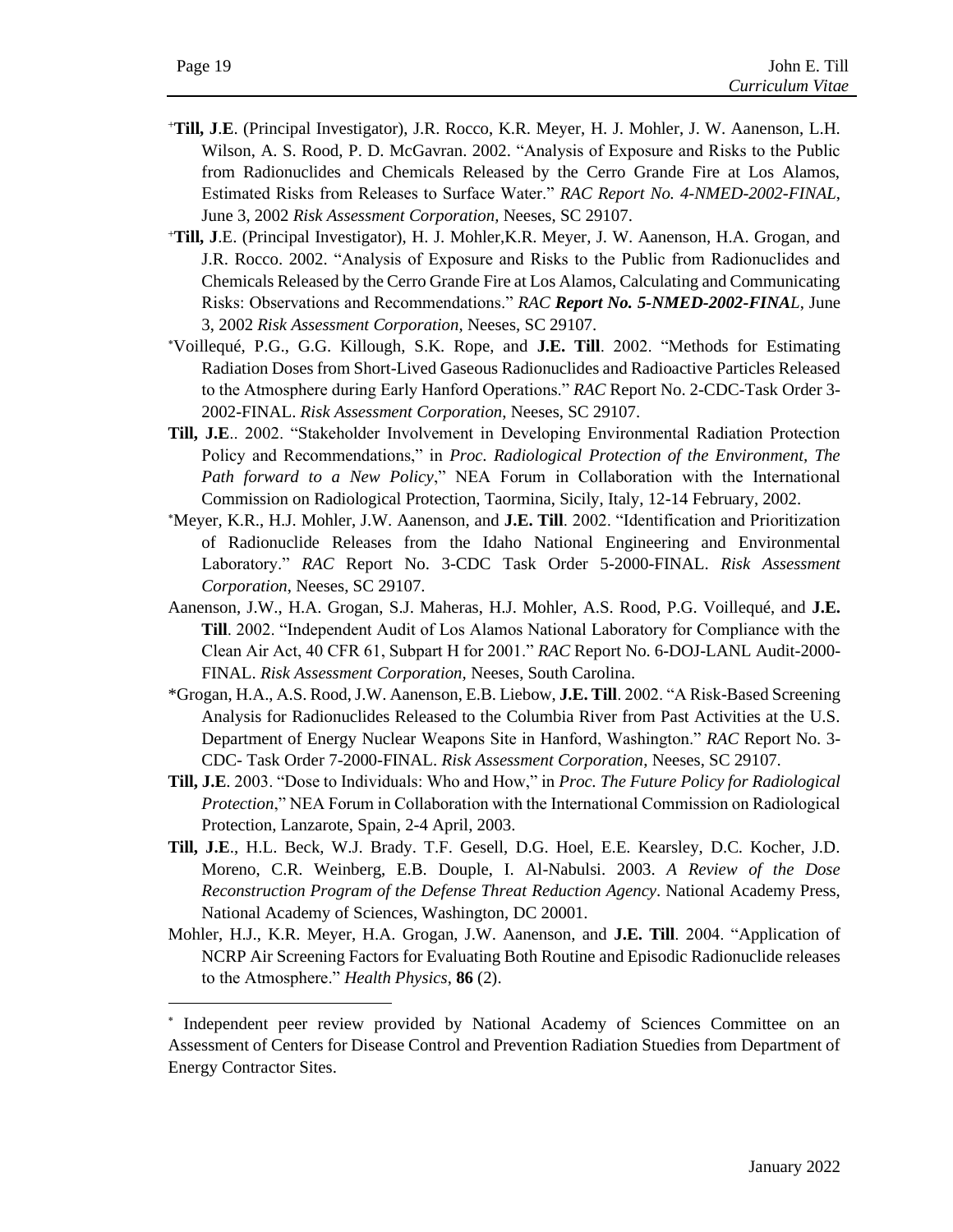[+]**Till, J**.**E**. (Principal Investigator), J.R. Rocco, K.R. Meyer, H. J. Mohler, J. W. Aanenson, L.H. Wilson, A. S. Rood, P. D. McGavran. 2002. "Analysis of Exposure and Risks to the Public from Radionuclides and Chemicals Released by the Cerro Grande Fire at Los Alamos, Estimated Risks from Releases to Surface Water." *RAC Report No. 4-NMED-2002-FINAL*, June 3, 2002 *Risk Assessment Corporation*, Neeses, SC 29107.

[+]**Till, J**.E. (Principal Investigator), H. J. Mohler,K.R. Meyer, J. W. Aanenson, H.A. Grogan, and J.R. Rocco. 2002. "Analysis of Exposure and Risks to the Public from Radionuclides and Chemicals Released by the Cerro Grande Fire at Los Alamos, Calculating and Communicating Risks: Observations and Recommendations." *RAC **Report No. 5-NMED-2002-FINAL***, June 3, 2002 *Risk Assessment Corporation*, Neeses, SC 29107.

[*]Voillequé, P.G., G.G. Killough, S.K. Rope, and **J.E. Till**. 2002. "Methods for Estimating Radiation Doses from Short-Lived Gaseous Radionuclides and Radioactive Particles Released to the Atmosphere during Early Hanford Operations." *RAC* Report No. 2-CDC-Task Order 3-2002-FINAL. *Risk Assessment Corporation*, Neeses, SC 29107.

**Till, J.E**.. 2002. "Stakeholder Involvement in Developing Environmental Radiation Protection Policy and Recommendations," in *Proc. Radiological Protection of the Environment, The Path forward to a New Policy*," NEA Forum in Collaboration with the International Commission on Radiological Protection, Taormina, Sicily, Italy, 12-14 February, 2002.

[*]Meyer, K.R., H.J. Mohler, J.W. Aanenson, and **J.E. Till**. 2002. "Identification and Prioritization of Radionuclide Releases from the Idaho National Engineering and Environmental Laboratory." *RAC* Report No. 3-CDC Task Order 5-2000-FINAL. *Risk Assessment Corporation*, Neeses, SC 29107.

Aanenson, J.W., H.A. Grogan, S.J. Maheras, H.J. Mohler, A.S. Rood, P.G. Voillequé, and **J.E. Till**. 2002. "Independent Audit of Los Alamos National Laboratory for Compliance with the Clean Air Act, 40 CFR 61, Subpart H for 2001." *RAC* Report No. 6-DOJ-LANL Audit-2000-FINAL. *Risk Assessment Corporation*, Neeses, South Carolina.

*Grogan, H.A., A.S. Rood, J.W. Aanenson, E.B. Liebow, **J.E. Till**. 2002. "A Risk-Based Screening Analysis for Radionuclides Released to the Columbia River from Past Activities at the U.S. Department of Energy Nuclear Weapons Site in Hanford, Washington." *RAC* Report No. 3-CDC- Task Order 7-2000-FINAL. *Risk Assessment Corporation*, Neeses, SC 29107.

**Till, J.E**. 2003. "Dose to Individuals: Who and How," in *Proc. The Future Policy for Radiological Protection*," NEA Forum in Collaboration with the International Commission on Radiological Protection, Lanzarote, Spain, 2-4 April, 2003.

**Till, J.E**., H.L. Beck, W.J. Brady. T.F. Gesell, D.G. Hoel, E.E. Kearsley, D.C. Kocher, J.D. Moreno, C.R. Weinberg, E.B. Douple, I. Al-Nabulsi. 2003. *A Review of the Dose Reconstruction Program of the Defense Threat Reduction Agency*. National Academy Press, National Academy of Sciences, Washington, DC 20001.

Mohler, H.J., K.R. Meyer, H.A. Grogan, J.W. Aanenson, and **J.E. Till**. 2004. "Application of NCRP Air Screening Factors for Evaluating Both Routine and Episodic Radionuclide releases to the Atmosphere." *Health Physics*, **86** (2).

---

[*] Independent peer review provided by National Academy of Sciences Committee on an Assessment of Centers for Disease Control and Prevention Radiation Stuedies from Department of Energy Contractor Sites.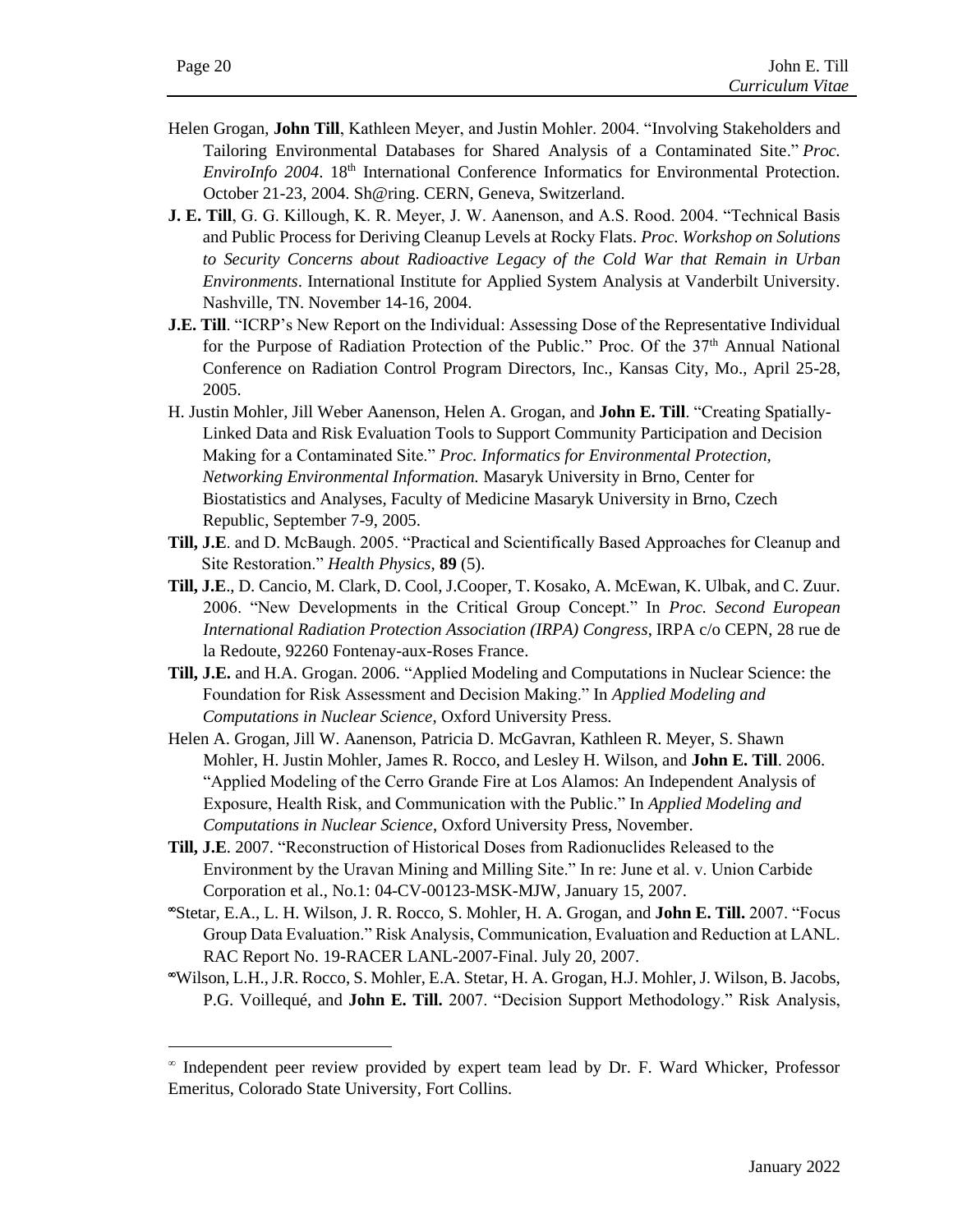Helen Grogan, **John Till**, Kathleen Meyer, and Justin Mohler. 2004. "Involving Stakeholders and Tailoring Environmental Databases for Shared Analysis of a Contaminated Site." *Proc. EnviroInfo 2004*. 18th International Conference Informatics for Environmental Protection. October 21-23, 2004. Sh@ring. CERN, Geneva, Switzerland.

**J. E. Till**, G. G. Killough, K. R. Meyer, J. W. Aanenson, and A.S. Rood. 2004. "Technical Basis and Public Process for Deriving Cleanup Levels at Rocky Flats. *Proc. Workshop on Solutions to Security Concerns about Radioactive Legacy of the Cold War that Remain in Urban Environments*. International Institute for Applied System Analysis at Vanderbilt University. Nashville, TN. November 14-16, 2004.

**J.E. Till**. "ICRP's New Report on the Individual: Assessing Dose of the Representative Individual for the Purpose of Radiation Protection of the Public." Proc. Of the 37th Annual National Conference on Radiation Control Program Directors, Inc., Kansas City, Mo., April 25-28, 2005.

H. Justin Mohler, Jill Weber Aanenson, Helen A. Grogan, and **John E. Till**. "Creating Spatially-Linked Data and Risk Evaluation Tools to Support Community Participation and Decision Making for a Contaminated Site." *Proc. Informatics for Environmental Protection, Networking Environmental Information.* Masaryk University in Brno, Center for Biostatistics and Analyses, Faculty of Medicine Masaryk University in Brno, Czech Republic, September 7-9, 2005.

**Till, J.E**. and D. McBaugh. 2005. "Practical and Scientifically Based Approaches for Cleanup and Site Restoration." *Health Physics*, **89** (5).

**Till, J.E**., D. Cancio, M. Clark, D. Cool, J.Cooper, T. Kosako, A. McEwan, K. Ulbak, and C. Zuur. 2006. "New Developments in the Critical Group Concept." In *Proc. Second European International Radiation Protection Association (IRPA) Congress*, IRPA c/o CEPN, 28 rue de la Redoute, 92260 Fontenay-aux-Roses France.

**Till, J.E.** and H.A. Grogan. 2006. "Applied Modeling and Computations in Nuclear Science: the Foundation for Risk Assessment and Decision Making." In *Applied Modeling and Computations in Nuclear Science*, Oxford University Press.

Helen A. Grogan, Jill W. Aanenson, Patricia D. McGavran, Kathleen R. Meyer, S. Shawn Mohler, H. Justin Mohler, James R. Rocco, and Lesley H. Wilson, and **John E. Till**. 2006. "Applied Modeling of the Cerro Grande Fire at Los Alamos: An Independent Analysis of Exposure, Health Risk, and Communication with the Public." In *Applied Modeling and Computations in Nuclear Science*, Oxford University Press, November.

**Till, J.E**. 2007. "Reconstruction of Historical Doses from Radionuclides Released to the Environment by the Uravan Mining and Milling Site." In re: June et al. v. Union Carbide Corporation et al., No.1: 04-CV-00123-MSK-MJW, January 15, 2007.

∞Stetar, E.A., L. H. Wilson, J. R. Rocco, S. Mohler, H. A. Grogan, and **John E. Till.** 2007. "Focus Group Data Evaluation." Risk Analysis, Communication, Evaluation and Reduction at LANL. RAC Report No. 19-RACER LANL-2007-Final. July 20, 2007.

∞Wilson, L.H., J.R. Rocco, S. Mohler, E.A. Stetar, H. A. Grogan, H.J. Mohler, J. Wilson, B. Jacobs, P.G. Voillequé, and **John E. Till.** 2007. "Decision Support Methodology." Risk Analysis,

---

∞ Independent peer review provided by expert team lead by Dr. F. Ward Whicker, Professor Emeritus, Colorado State University, Fort Collins.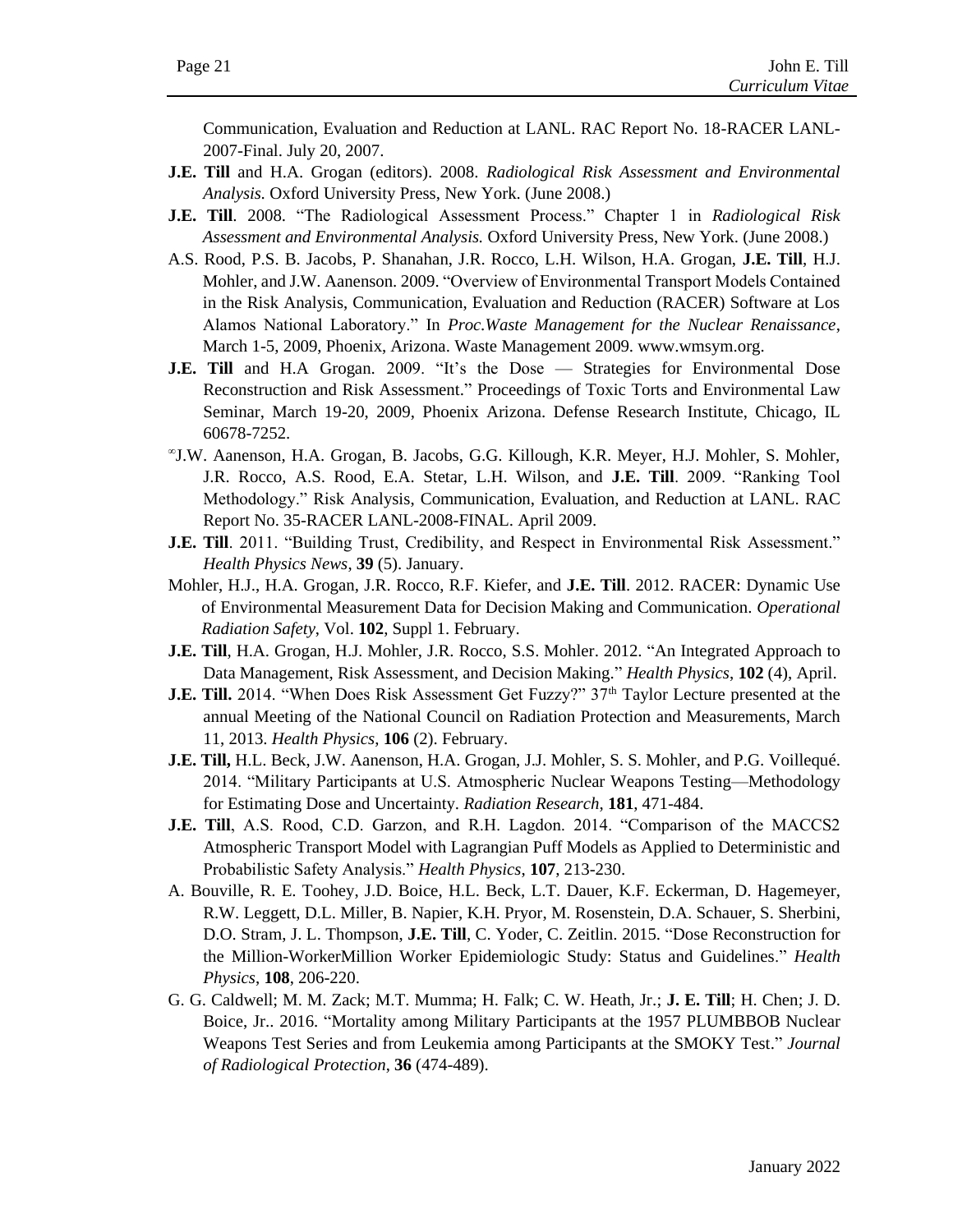Communication, Evaluation and Reduction at LANL. RAC Report No. 18-RACER LANL-2007-Final. July 20, 2007.

**J.E. Till** and H.A. Grogan (editors). 2008. *Radiological Risk Assessment and Environmental Analysis.* Oxford University Press, New York. (June 2008.)

**J.E. Till**. 2008. "The Radiological Assessment Process." Chapter 1 in *Radiological Risk Assessment and Environmental Analysis.* Oxford University Press, New York. (June 2008.)

A.S. Rood, P.S. B. Jacobs, P. Shanahan, J.R. Rocco, L.H. Wilson, H.A. Grogan, **J.E. Till**, H.J. Mohler, and J.W. Aanenson. 2009. "Overview of Environmental Transport Models Contained in the Risk Analysis, Communication, Evaluation and Reduction (RACER) Software at Los Alamos National Laboratory." In *Proc.Waste Management for the Nuclear Renaissance*, March 1-5, 2009, Phoenix, Arizona. Waste Management 2009. www.wmsym.org.

**J.E. Till** and H.A Grogan. 2009. "It's the Dose — Strategies for Environmental Dose Reconstruction and Risk Assessment." Proceedings of Toxic Torts and Environmental Law Seminar, March 19-20, 2009, Phoenix Arizona. Defense Research Institute, Chicago, IL 60678-7252.

∞J.W. Aanenson, H.A. Grogan, B. Jacobs, G.G. Killough, K.R. Meyer, H.J. Mohler, S. Mohler, J.R. Rocco, A.S. Rood, E.A. Stetar, L.H. Wilson, and **J.E. Till**. 2009. "Ranking Tool Methodology." Risk Analysis, Communication, Evaluation, and Reduction at LANL. RAC Report No. 35-RACER LANL-2008-FINAL. April 2009.

**J.E. Till**. 2011. "Building Trust, Credibility, and Respect in Environmental Risk Assessment." *Health Physics News*, **39** (5). January.

Mohler, H.J., H.A. Grogan, J.R. Rocco, R.F. Kiefer, and **J.E. Till**. 2012. RACER: Dynamic Use of Environmental Measurement Data for Decision Making and Communication. *Operational Radiation Safety*, Vol. **102**, Suppl 1. February.

**J.E. Till**, H.A. Grogan, H.J. Mohler, J.R. Rocco, S.S. Mohler. 2012. "An Integrated Approach to Data Management, Risk Assessment, and Decision Making." *Health Physics*, **102** (4), April.

**J.E. Till.** 2014. "When Does Risk Assessment Get Fuzzy?" 37th Taylor Lecture presented at the annual Meeting of the National Council on Radiation Protection and Measurements, March 11, 2013. *Health Physics*, **106** (2). February.

**J.E. Till,** H.L. Beck, J.W. Aanenson, H.A. Grogan, J.J. Mohler, S. S. Mohler, and P.G. Voillequé. 2014. "Military Participants at U.S. Atmospheric Nuclear Weapons Testing—Methodology for Estimating Dose and Uncertainty. *Radiation Research*, **181**, 471-484.

**J.E. Till**, A.S. Rood, C.D. Garzon, and R.H. Lagdon. 2014. "Comparison of the MACCS2 Atmospheric Transport Model with Lagrangian Puff Models as Applied to Deterministic and Probabilistic Safety Analysis." *Health Physics*, **107**, 213-230.

A. Bouville, R. E. Toohey, J.D. Boice, H.L. Beck, L.T. Dauer, K.F. Eckerman, D. Hagemeyer, R.W. Leggett, D.L. Miller, B. Napier, K.H. Pryor, M. Rosenstein, D.A. Schauer, S. Sherbini, D.O. Stram, J. L. Thompson, **J.E. Till**, C. Yoder, C. Zeitlin. 2015. "Dose Reconstruction for the Million-WorkerMillion Worker Epidemiologic Study: Status and Guidelines." *Health Physics*, **108**, 206-220.

G. G. Caldwell; M. M. Zack; M.T. Mumma; H. Falk; C. W. Heath, Jr.; **J. E. Till**; H. Chen; J. D. Boice, Jr.. 2016. "Mortality among Military Participants at the 1957 PLUMBBOB Nuclear Weapons Test Series and from Leukemia among Participants at the SMOKY Test." *Journal of Radiological Protection*, **36** (474-489).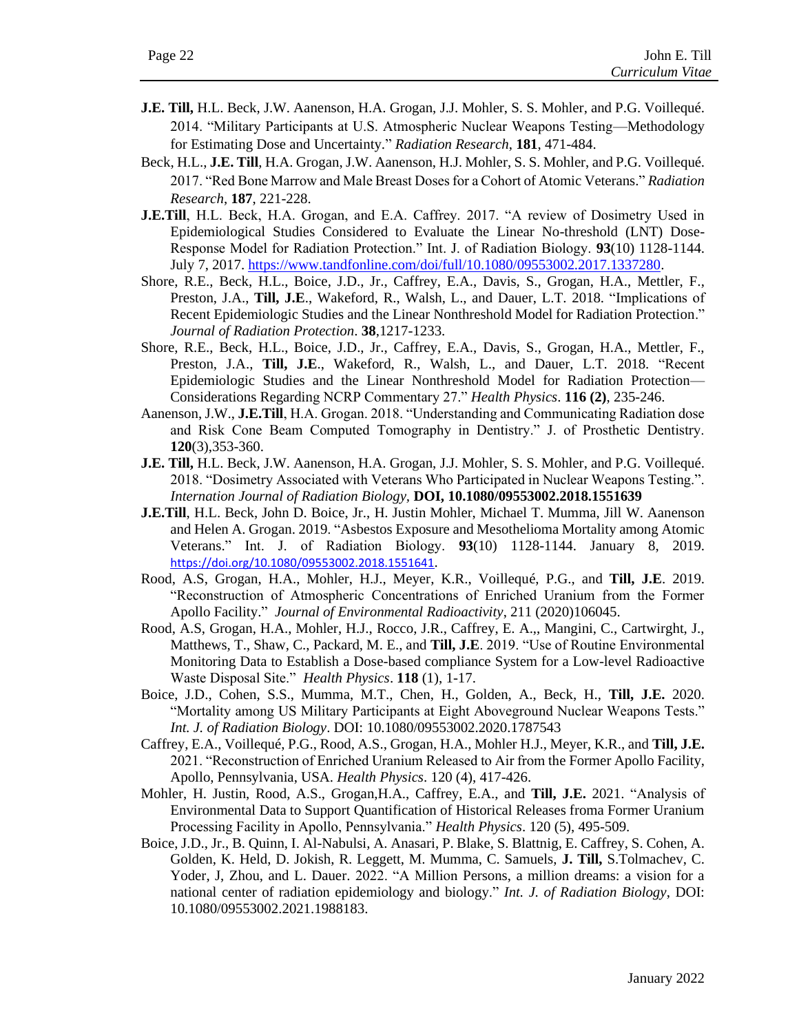**J.E. Till,** H.L. Beck, J.W. Aanenson, H.A. Grogan, J.J. Mohler, S. S. Mohler, and P.G. Voillequé. 2014. "Military Participants at U.S. Atmospheric Nuclear Weapons Testing—Methodology for Estimating Dose and Uncertainty." *Radiation Research*, **181**, 471-484.

Beck, H.L., **J.E. Till**, H.A. Grogan, J.W. Aanenson, H.J. Mohler, S. S. Mohler, and P.G. Voillequé. 2017. "Red Bone Marrow and Male Breast Doses for a Cohort of Atomic Veterans." *Radiation Research*, **187**, 221-228.

**J.E.Till**, H.L. Beck, H.A. Grogan, and E.A. Caffrey. 2017. "A review of Dosimetry Used in Epidemiological Studies Considered to Evaluate the Linear No-threshold (LNT) Dose-Response Model for Radiation Protection." Int. J. of Radiation Biology. **93**(10) 1128-1144. July 7, 2017. https://www.tandfonline.com/doi/full/10.1080/09553002.2017.1337280.

Shore, R.E., Beck, H.L., Boice, J.D., Jr., Caffrey, E.A., Davis, S., Grogan, H.A., Mettler, F., Preston, J.A., **Till, J.E**., Wakeford, R., Walsh, L., and Dauer, L.T. 2018. "Implications of Recent Epidemiologic Studies and the Linear Nonthreshold Model for Radiation Protection." *Journal of Radiation Protection*. **38**,1217-1233.

Shore, R.E., Beck, H.L., Boice, J.D., Jr., Caffrey, E.A., Davis, S., Grogan, H.A., Mettler, F., Preston, J.A., **Till, J.E**., Wakeford, R., Walsh, L., and Dauer, L.T. 2018. "Recent Epidemiologic Studies and the Linear Nonthreshold Model for Radiation Protection—Considerations Regarding NCRP Commentary 27." *Health Physics*. **116 (2)**, 235-246.

Aanenson, J.W., **J.E.Till**, H.A. Grogan. 2018. "Understanding and Communicating Radiation dose and Risk Cone Beam Computed Tomography in Dentistry." J. of Prosthetic Dentistry. **120**(3),353-360.

**J.E. Till,** H.L. Beck, J.W. Aanenson, H.A. Grogan, J.J. Mohler, S. S. Mohler, and P.G. Voillequé. 2018. "Dosimetry Associated with Veterans Who Participated in Nuclear Weapons Testing.". *Internation Journal of Radiation Biology*, **DOI, 10.1080/09553002.2018.1551639**

**J.E.Till**, H.L. Beck, John D. Boice, Jr., H. Justin Mohler, Michael T. Mumma, Jill W. Aanenson and Helen A. Grogan. 2019. "Asbestos Exposure and Mesothelioma Mortality among Atomic Veterans." Int. J. of Radiation Biology. **93**(10) 1128-1144. January 8, 2019. https://doi.org/10.1080/09553002.2018.1551641.

Rood, A.S, Grogan, H.A., Mohler, H.J., Meyer, K.R., Voillequé, P.G., and **Till, J.E**. 2019. "Reconstruction of Atmospheric Concentrations of Enriched Uranium from the Former Apollo Facility." *Journal of Environmental Radioactivity*, 211 (2020)106045.

Rood, A.S, Grogan, H.A., Mohler, H.J., Rocco, J.R., Caffrey, E. A.,, Mangini, C., Cartwirght, J., Matthews, T., Shaw, C., Packard, M. E., and **Till, J.E**. 2019. "Use of Routine Environmental Monitoring Data to Establish a Dose-based compliance System for a Low-level Radioactive Waste Disposal Site." *Health Physics*. **118** (1), 1-17.

Boice, J.D., Cohen, S.S., Mumma, M.T., Chen, H., Golden, A., Beck, H., **Till, J.E.** 2020. "Mortality among US Military Participants at Eight Aboveground Nuclear Weapons Tests." *Int. J. of Radiation Biology*. DOI: 10.1080/09553002.2020.1787543

Caffrey, E.A., Voillequé, P.G., Rood, A.S., Grogan, H.A., Mohler H.J., Meyer, K.R., and **Till, J.E.** 2021. "Reconstruction of Enriched Uranium Released to Air from the Former Apollo Facility, Apollo, Pennsylvania, USA. *Health Physics*. 120 (4), 417-426.

Mohler, H. Justin, Rood, A.S., Grogan,H.A., Caffrey, E.A., and **Till, J.E.** 2021. "Analysis of Environmental Data to Support Quantification of Historical Releases froma Former Uranium Processing Facility in Apollo, Pennsylvania." *Health Physics*. 120 (5), 495-509.

Boice, J.D., Jr., B. Quinn, I. Al-Nabulsi, A. Anasari, P. Blake, S. Blattnig, E. Caffrey, S. Cohen, A. Golden, K. Held, D. Jokish, R. Leggett, M. Mumma, C. Samuels, **J. Till,** S.Tolmachev, C. Yoder, J, Zhou, and L. Dauer. 2022. "A Million Persons, a million dreams: a vision for a national center of radiation epidemiology and biology." *Int. J. of Radiation Biology*, DOI: 10.1080/09553002.2021.1988183.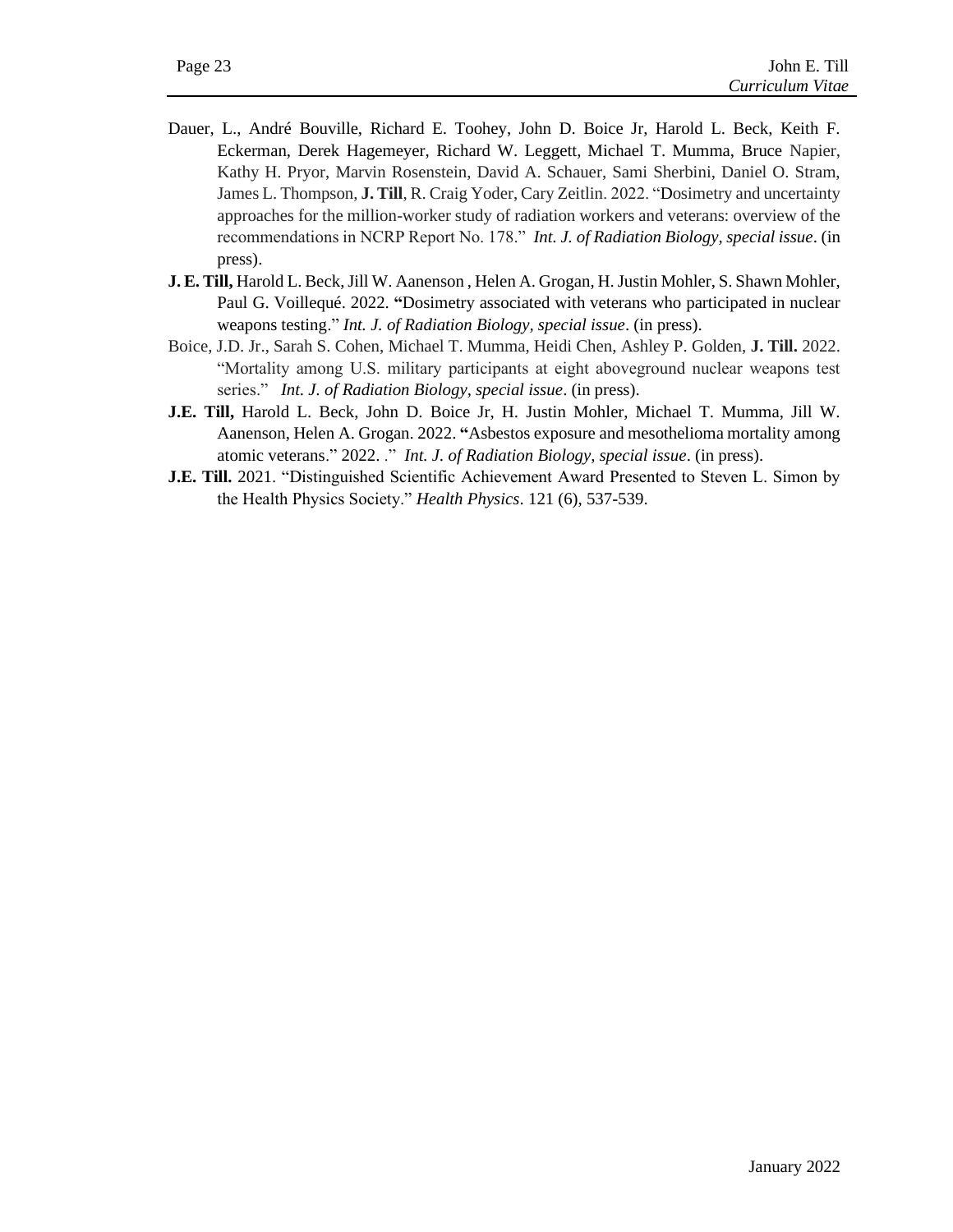Dauer, L., André Bouville, Richard E. Toohey, John D. Boice Jr, Harold L. Beck, Keith F. Eckerman, Derek Hagemeyer, Richard W. Leggett, Michael T. Mumma, Bruce Napier, Kathy H. Pryor, Marvin Rosenstein, David A. Schauer, Sami Sherbini, Daniel O. Stram, James L. Thompson, **J. Till**, R. Craig Yoder, Cary Zeitlin. 2022. "Dosimetry and uncertainty approaches for the million-worker study of radiation workers and veterans: overview of the recommendations in NCRP Report No. 178." *Int. J. of Radiation Biology, special issue*. (in press).

**J. E. Till,** Harold L. Beck, Jill W. Aanenson , Helen A. Grogan, H. Justin Mohler, S. Shawn Mohler, Paul G. Voillequé. 2022. **"**Dosimetry associated with veterans who participated in nuclear weapons testing." *Int. J. of Radiation Biology, special issue*. (in press).

Boice, J.D. Jr., Sarah S. Cohen, Michael T. Mumma, Heidi Chen, Ashley P. Golden, **J. Till.** 2022. "Mortality among U.S. military participants at eight aboveground nuclear weapons test series." *Int. J. of Radiation Biology, special issue*. (in press).

**J.E. Till,** Harold L. Beck, John D. Boice Jr, H. Justin Mohler, Michael T. Mumma, Jill W. Aanenson, Helen A. Grogan. 2022. **"**Asbestos exposure and mesothelioma mortality among atomic veterans." 2022. ." *Int. J. of Radiation Biology, special issue*. (in press).

**J.E. Till.** 2021. "Distinguished Scientific Achievement Award Presented to Steven L. Simon by the Health Physics Society." *Health Physics*. 121 (6), 537-539.